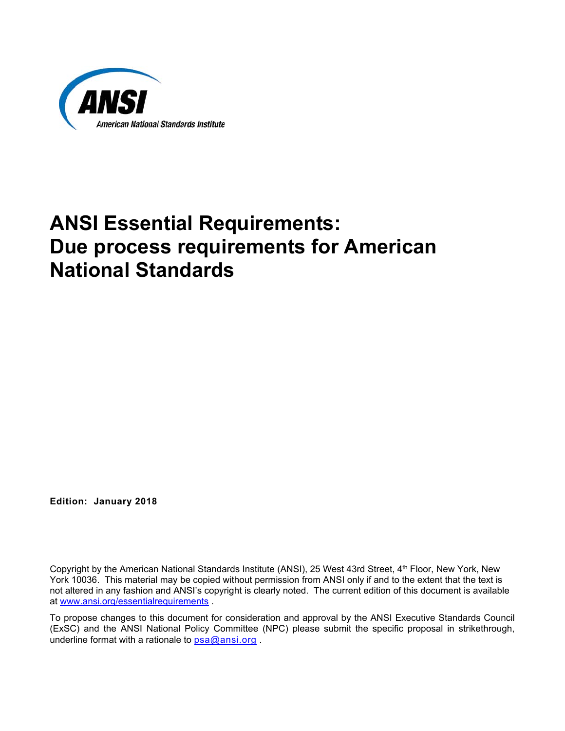ANSI
American National Standards Institute

# ANSI Essential Requirements: Due process requirements for American National Standards

**Edition: January 2018**

Copyright by the American National Standards Institute (ANSI), 25 West 43rd Street, 4th Floor, New York, New York 10036. This material may be copied without permission from ANSI only if and to the extent that the text is not altered in any fashion and ANSI's copyright is clearly noted. The current edition of this document is available at www.ansi.org/essentialrequirements .

To propose changes to this document for consideration and approval by the ANSI Executive Standards Council (ExSC) and the ANSI National Policy Committee (NPC) please submit the specific proposal in strikethrough, underline format with a rationale to psa@ansi.org .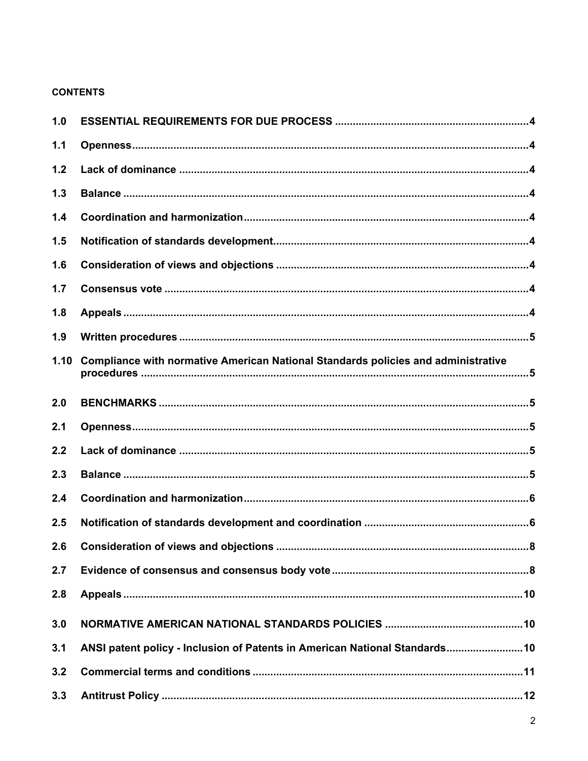**CONTENTS**

| | | |
|---|---|---|
| **1.0** | **ESSENTIAL REQUIREMENTS FOR DUE PROCESS** | **4** |
| **1.1** | **Openness** | **4** |
| **1.2** | **Lack of dominance** | **4** |
| **1.3** | **Balance** | **4** |
| **1.4** | **Coordination and harmonization** | **4** |
| **1.5** | **Notification of standards development** | **4** |
| **1.6** | **Consideration of views and objections** | **4** |
| **1.7** | **Consensus vote** | **4** |
| **1.8** | **Appeals** | **4** |
| **1.9** | **Written procedures** | **5** |
| **1.10** | **Compliance with normative American National Standards policies and administrative procedures** | **5** |
| **2.0** | **BENCHMARKS** | **5** |
| **2.1** | **Openness** | **5** |
| **2.2** | **Lack of dominance** | **5** |
| **2.3** | **Balance** | **5** |
| **2.4** | **Coordination and harmonization** | **6** |
| **2.5** | **Notification of standards development and coordination** | **6** |
| **2.6** | **Consideration of views and objections** | **8** |
| **2.7** | **Evidence of consensus and consensus body vote** | **8** |
| **2.8** | **Appeals** | **10** |
| **3.0** | **NORMATIVE AMERICAN NATIONAL STANDARDS POLICIES** | **10** |
| **3.1** | **ANSI patent policy - Inclusion of Patents in American National Standards** | **10** |
| **3.2** | **Commercial terms and conditions** | **11** |
| **3.3** | **Antitrust Policy** | **12** |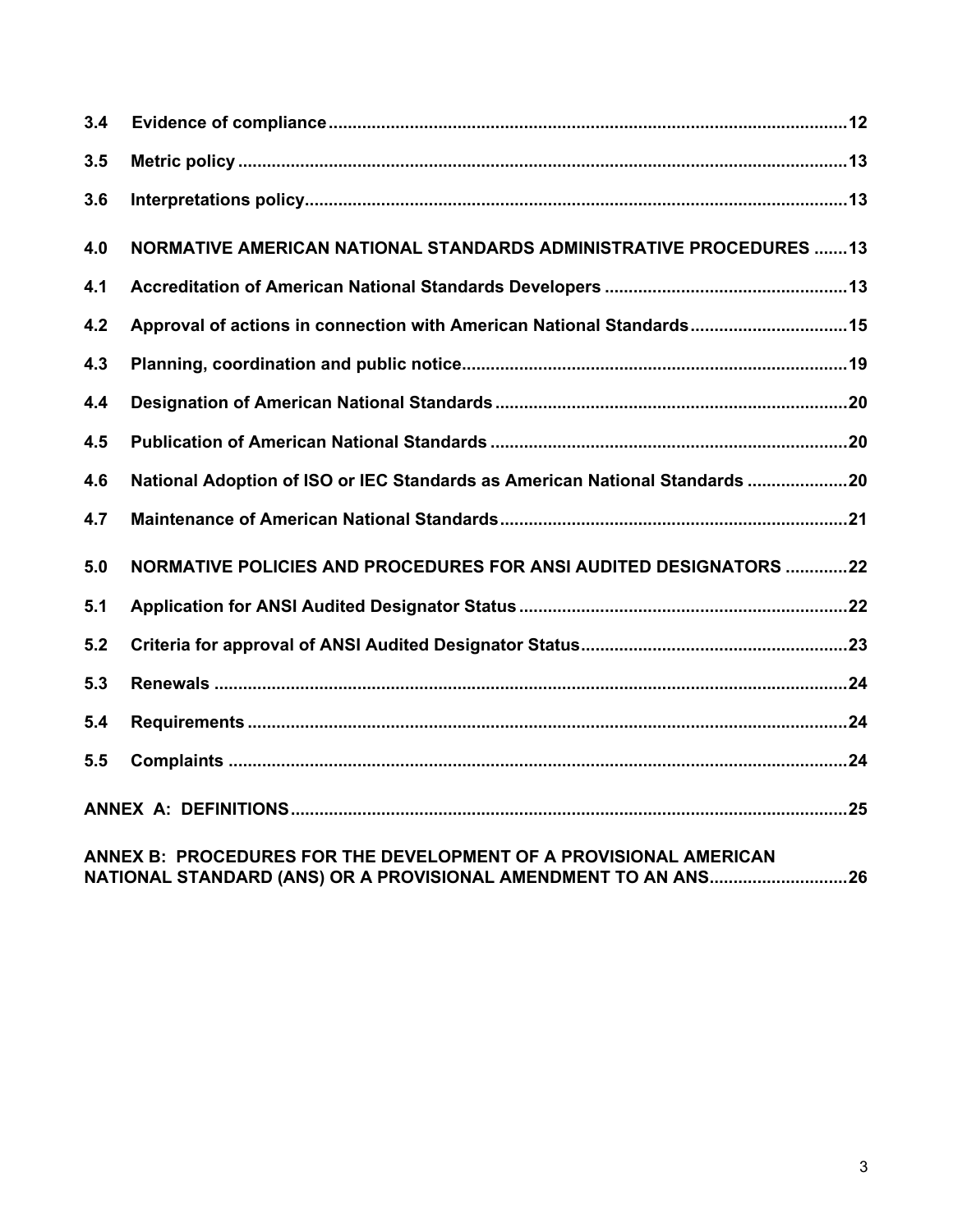3.4 Evidence of compliance ..........12

3.5 Metric policy ..........13

3.6 Interpretations policy..........13

4.0 NORMATIVE AMERICAN NATIONAL STANDARDS ADMINISTRATIVE PROCEDURES ..........13

4.1 Accreditation of American National Standards Developers ..........13

4.2 Approval of actions in connection with American National Standards..........15

4.3 Planning, coordination and public notice..........19

4.4 Designation of American National Standards ..........20

4.5 Publication of American National Standards ..........20

4.6 National Adoption of ISO or IEC Standards as American National Standards ..........20

4.7 Maintenance of American National Standards..........21

5.0 NORMATIVE POLICIES AND PROCEDURES FOR ANSI AUDITED DESIGNATORS ..........22

5.1 Application for ANSI Audited Designator Status ..........22

5.2 Criteria for approval of ANSI Audited Designator Status..........23

5.3 Renewals ..........24

5.4 Requirements ..........24

5.5 Complaints ..........24

ANNEX A: DEFINITIONS..........25

ANNEX B: PROCEDURES FOR THE DEVELOPMENT OF A PROVISIONAL AMERICAN NATIONAL STANDARD (ANS) OR A PROVISIONAL AMENDMENT TO AN ANS..........26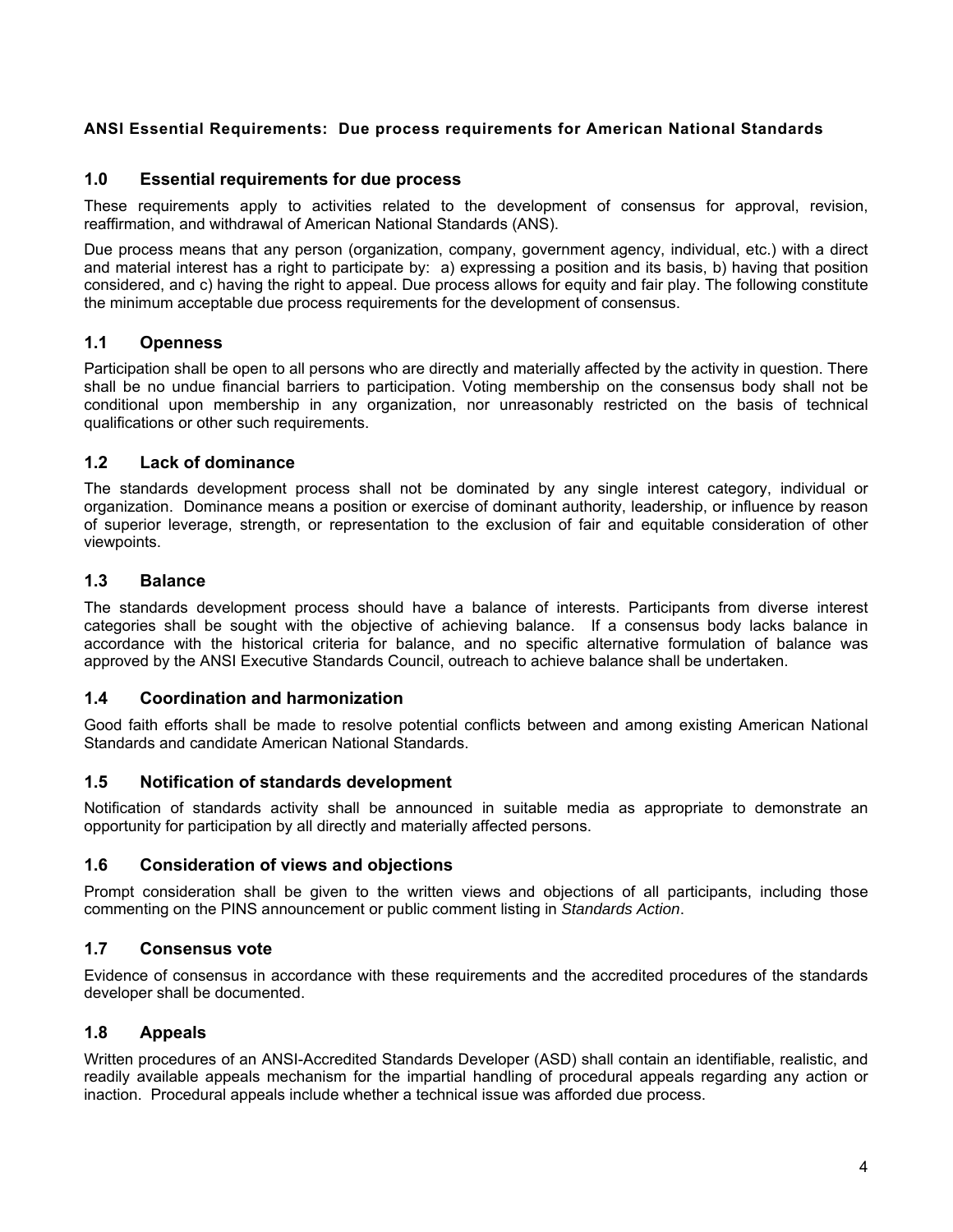**ANSI Essential Requirements: Due process requirements for American National Standards**

## 1.0 Essential requirements for due process

These requirements apply to activities related to the development of consensus for approval, revision, reaffirmation, and withdrawal of American National Standards (ANS).

Due process means that any person (organization, company, government agency, individual, etc.) with a direct and material interest has a right to participate by: a) expressing a position and its basis, b) having that position considered, and c) having the right to appeal. Due process allows for equity and fair play. The following constitute the minimum acceptable due process requirements for the development of consensus.

### 1.1 Openness

Participation shall be open to all persons who are directly and materially affected by the activity in question. There shall be no undue financial barriers to participation. Voting membership on the consensus body shall not be conditional upon membership in any organization, nor unreasonably restricted on the basis of technical qualifications or other such requirements.

### 1.2 Lack of dominance

The standards development process shall not be dominated by any single interest category, individual or organization. Dominance means a position or exercise of dominant authority, leadership, or influence by reason of superior leverage, strength, or representation to the exclusion of fair and equitable consideration of other viewpoints.

### 1.3 Balance

The standards development process should have a balance of interests. Participants from diverse interest categories shall be sought with the objective of achieving balance. If a consensus body lacks balance in accordance with the historical criteria for balance, and no specific alternative formulation of balance was approved by the ANSI Executive Standards Council, outreach to achieve balance shall be undertaken.

### 1.4 Coordination and harmonization

Good faith efforts shall be made to resolve potential conflicts between and among existing American National Standards and candidate American National Standards.

### 1.5 Notification of standards development

Notification of standards activity shall be announced in suitable media as appropriate to demonstrate an opportunity for participation by all directly and materially affected persons.

### 1.6 Consideration of views and objections

Prompt consideration shall be given to the written views and objections of all participants, including those commenting on the PINS announcement or public comment listing in *Standards Action*.

### 1.7 Consensus vote

Evidence of consensus in accordance with these requirements and the accredited procedures of the standards developer shall be documented.

### 1.8 Appeals

Written procedures of an ANSI-Accredited Standards Developer (ASD) shall contain an identifiable, realistic, and readily available appeals mechanism for the impartial handling of procedural appeals regarding any action or inaction. Procedural appeals include whether a technical issue was afforded due process.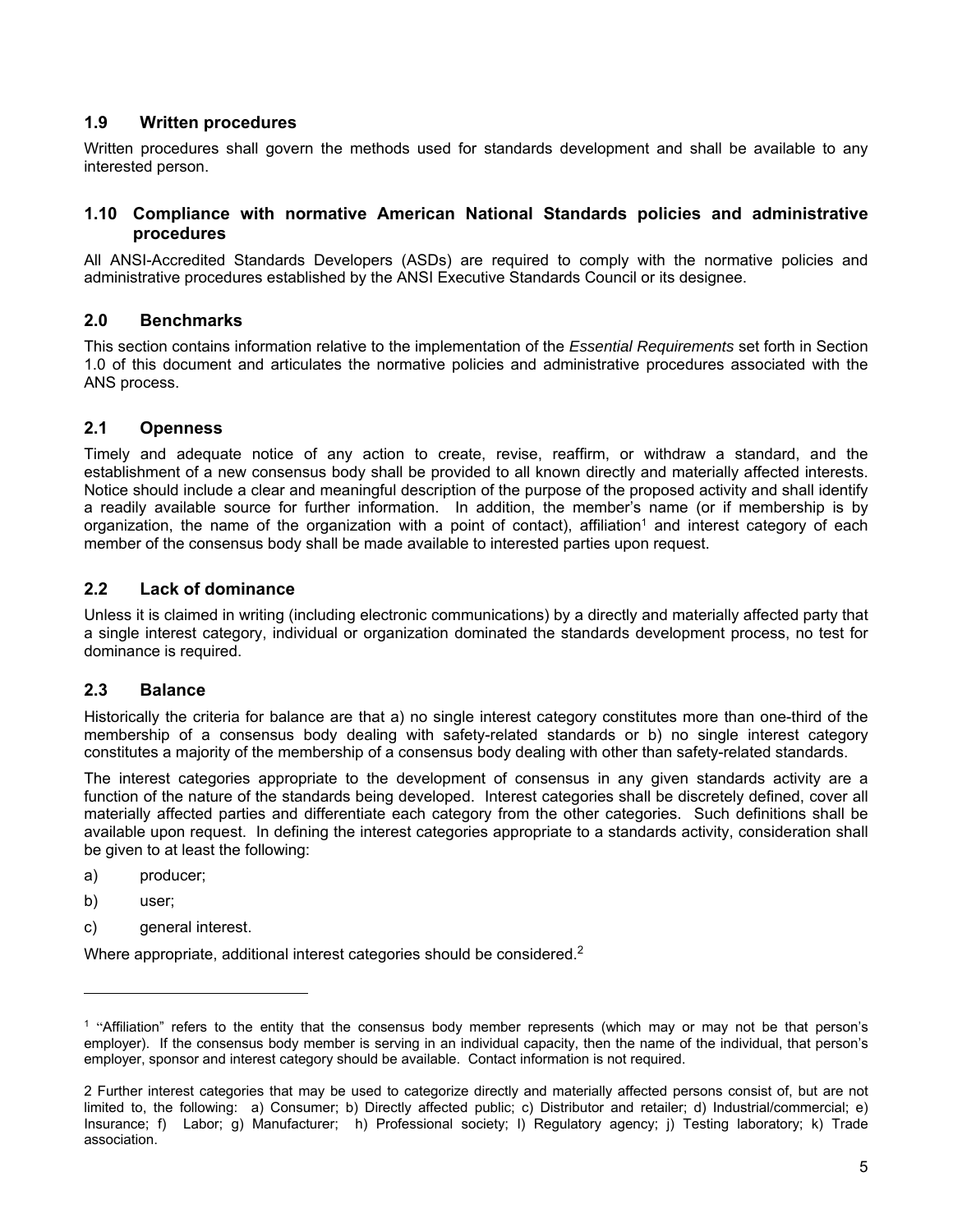### 1.9 Written procedures

Written procedures shall govern the methods used for standards development and shall be available to any interested person.

### 1.10 Compliance with normative American National Standards policies and administrative procedures

All ANSI-Accredited Standards Developers (ASDs) are required to comply with the normative policies and administrative procedures established by the ANSI Executive Standards Council or its designee.

## 2.0 Benchmarks

This section contains information relative to the implementation of the *Essential Requirements* set forth in Section 1.0 of this document and articulates the normative policies and administrative procedures associated with the ANS process.

### 2.1 Openness

Timely and adequate notice of any action to create, revise, reaffirm, or withdraw a standard, and the establishment of a new consensus body shall be provided to all known directly and materially affected interests. Notice should include a clear and meaningful description of the purpose of the proposed activity and shall identify a readily available source for further information. In addition, the member's name (or if membership is by organization, the name of the organization with a point of contact), affiliation[1] and interest category of each member of the consensus body shall be made available to interested parties upon request.

### 2.2 Lack of dominance

Unless it is claimed in writing (including electronic communications) by a directly and materially affected party that a single interest category, individual or organization dominated the standards development process, no test for dominance is required.

### 2.3 Balance

Historically the criteria for balance are that a) no single interest category constitutes more than one-third of the membership of a consensus body dealing with safety-related standards or b) no single interest category constitutes a majority of the membership of a consensus body dealing with other than safety-related standards.

The interest categories appropriate to the development of consensus in any given standards activity are a function of the nature of the standards being developed. Interest categories shall be discretely defined, cover all materially affected parties and differentiate each category from the other categories. Such definitions shall be available upon request. In defining the interest categories appropriate to a standards activity, consideration shall be given to at least the following:

a) producer;

b) user;

c) general interest.

Where appropriate, additional interest categories should be considered.[2]

---

[1] "Affiliation" refers to the entity that the consensus body member represents (which may or may not be that person's employer). If the consensus body member is serving in an individual capacity, then the name of the individual, that person's employer, sponsor and interest category should be available. Contact information is not required.

[2] Further interest categories that may be used to categorize directly and materially affected persons consist of, but are not limited to, the following: a) Consumer; b) Directly affected public; c) Distributor and retailer; d) Industrial/commercial; e) Insurance; f) Labor; g) Manufacturer; h) Professional society; I) Regulatory agency; j) Testing laboratory; k) Trade association.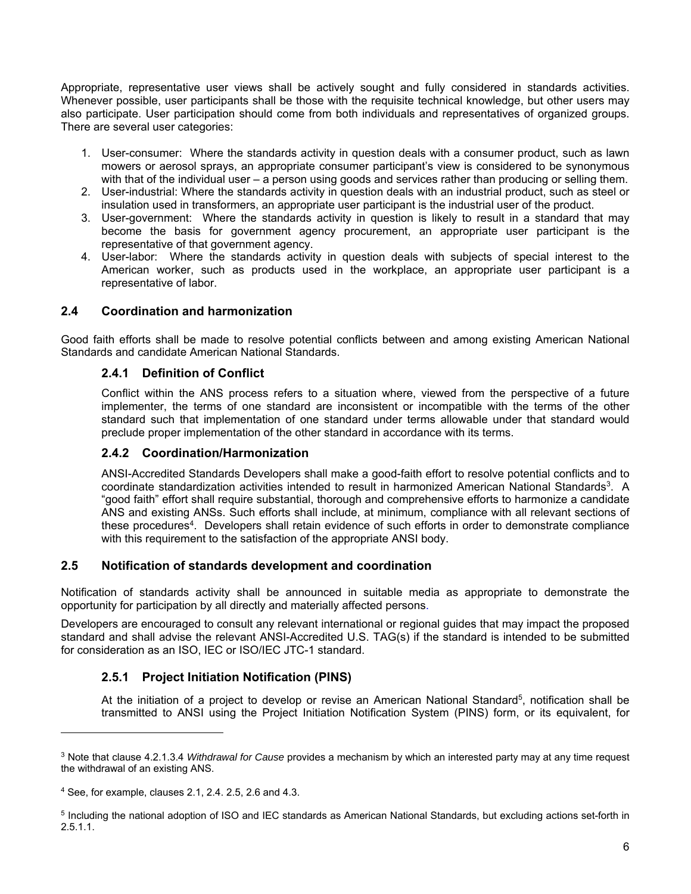Appropriate, representative user views shall be actively sought and fully considered in standards activities. Whenever possible, user participants shall be those with the requisite technical knowledge, but other users may also participate. User participation should come from both individuals and representatives of organized groups. There are several user categories:

1. User-consumer: Where the standards activity in question deals with a consumer product, such as lawn mowers or aerosol sprays, an appropriate consumer participant's view is considered to be synonymous with that of the individual user – a person using goods and services rather than producing or selling them.
2. User-industrial: Where the standards activity in question deals with an industrial product, such as steel or insulation used in transformers, an appropriate user participant is the industrial user of the product.
3. User-government: Where the standards activity in question is likely to result in a standard that may become the basis for government agency procurement, an appropriate user participant is the representative of that government agency.
4. User-labor: Where the standards activity in question deals with subjects of special interest to the American worker, such as products used in the workplace, an appropriate user participant is a representative of labor.

## 2.4 Coordination and harmonization

Good faith efforts shall be made to resolve potential conflicts between and among existing American National Standards and candidate American National Standards.

### 2.4.1 Definition of Conflict

Conflict within the ANS process refers to a situation where, viewed from the perspective of a future implementer, the terms of one standard are inconsistent or incompatible with the terms of the other standard such that implementation of one standard under terms allowable under that standard would preclude proper implementation of the other standard in accordance with its terms.

### 2.4.2 Coordination/Harmonization

ANSI-Accredited Standards Developers shall make a good-faith effort to resolve potential conflicts and to coordinate standardization activities intended to result in harmonized American National Standards[3]. A "good faith" effort shall require substantial, thorough and comprehensive efforts to harmonize a candidate ANS and existing ANSs. Such efforts shall include, at minimum, compliance with all relevant sections of these procedures[4]. Developers shall retain evidence of such efforts in order to demonstrate compliance with this requirement to the satisfaction of the appropriate ANSI body.

## 2.5 Notification of standards development and coordination

Notification of standards activity shall be announced in suitable media as appropriate to demonstrate the opportunity for participation by all directly and materially affected persons.

Developers are encouraged to consult any relevant international or regional guides that may impact the proposed standard and shall advise the relevant ANSI-Accredited U.S. TAG(s) if the standard is intended to be submitted for consideration as an ISO, IEC or ISO/IEC JTC-1 standard.

### 2.5.1 Project Initiation Notification (PINS)

At the initiation of a project to develop or revise an American National Standard[5], notification shall be transmitted to ANSI using the Project Initiation Notification System (PINS) form, or its equivalent, for

---

[3] Note that clause 4.2.1.3.4 *Withdrawal for Cause* provides a mechanism by which an interested party may at any time request the withdrawal of an existing ANS.

[4] See, for example, clauses 2.1, 2.4. 2.5, 2.6 and 4.3.

[5] Including the national adoption of ISO and IEC standards as American National Standards, but excluding actions set-forth in 2.5.1.1.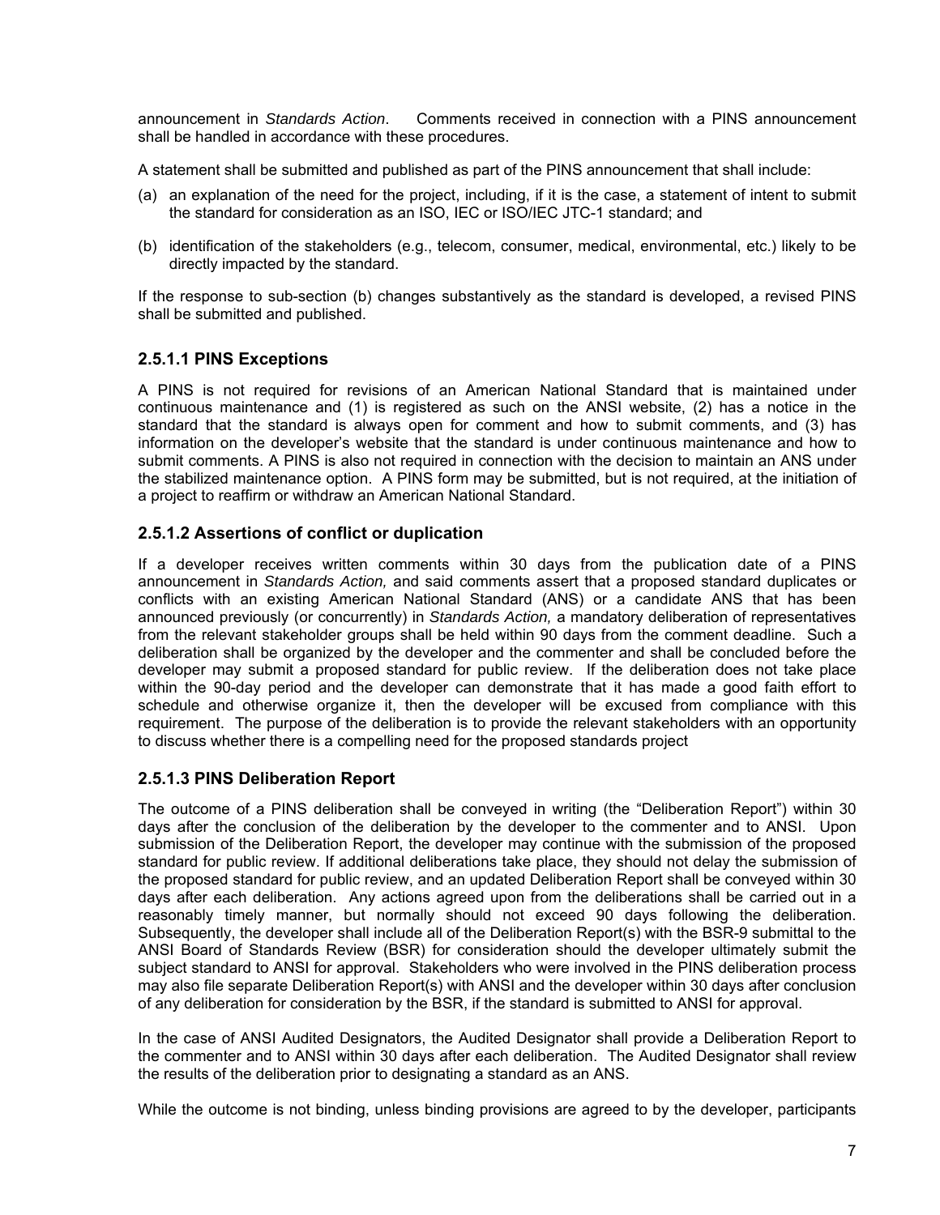announcement in *Standards Action*. Comments received in connection with a PINS announcement shall be handled in accordance with these procedures.

A statement shall be submitted and published as part of the PINS announcement that shall include:

(a) an explanation of the need for the project, including, if it is the case, a statement of intent to submit the standard for consideration as an ISO, IEC or ISO/IEC JTC-1 standard; and

(b) identification of the stakeholders (e.g., telecom, consumer, medical, environmental, etc.) likely to be directly impacted by the standard.

If the response to sub-section (b) changes substantively as the standard is developed, a revised PINS shall be submitted and published.

### 2.5.1.1 PINS Exceptions

A PINS is not required for revisions of an American National Standard that is maintained under continuous maintenance and (1) is registered as such on the ANSI website, (2) has a notice in the standard that the standard is always open for comment and how to submit comments, and (3) has information on the developer's website that the standard is under continuous maintenance and how to submit comments. A PINS is also not required in connection with the decision to maintain an ANS under the stabilized maintenance option. A PINS form may be submitted, but is not required, at the initiation of a project to reaffirm or withdraw an American National Standard.

### 2.5.1.2 Assertions of conflict or duplication

If a developer receives written comments within 30 days from the publication date of a PINS announcement in *Standards Action,* and said comments assert that a proposed standard duplicates or conflicts with an existing American National Standard (ANS) or a candidate ANS that has been announced previously (or concurrently) in *Standards Action,* a mandatory deliberation of representatives from the relevant stakeholder groups shall be held within 90 days from the comment deadline. Such a deliberation shall be organized by the developer and the commenter and shall be concluded before the developer may submit a proposed standard for public review. If the deliberation does not take place within the 90-day period and the developer can demonstrate that it has made a good faith effort to schedule and otherwise organize it, then the developer will be excused from compliance with this requirement. The purpose of the deliberation is to provide the relevant stakeholders with an opportunity to discuss whether there is a compelling need for the proposed standards project

### 2.5.1.3 PINS Deliberation Report

The outcome of a PINS deliberation shall be conveyed in writing (the "Deliberation Report") within 30 days after the conclusion of the deliberation by the developer to the commenter and to ANSI. Upon submission of the Deliberation Report, the developer may continue with the submission of the proposed standard for public review. If additional deliberations take place, they should not delay the submission of the proposed standard for public review, and an updated Deliberation Report shall be conveyed within 30 days after each deliberation. Any actions agreed upon from the deliberations shall be carried out in a reasonably timely manner, but normally should not exceed 90 days following the deliberation. Subsequently, the developer shall include all of the Deliberation Report(s) with the BSR-9 submittal to the ANSI Board of Standards Review (BSR) for consideration should the developer ultimately submit the subject standard to ANSI for approval. Stakeholders who were involved in the PINS deliberation process may also file separate Deliberation Report(s) with ANSI and the developer within 30 days after conclusion of any deliberation for consideration by the BSR, if the standard is submitted to ANSI for approval.

In the case of ANSI Audited Designators, the Audited Designator shall provide a Deliberation Report to the commenter and to ANSI within 30 days after each deliberation. The Audited Designator shall review the results of the deliberation prior to designating a standard as an ANS.

While the outcome is not binding, unless binding provisions are agreed to by the developer, participants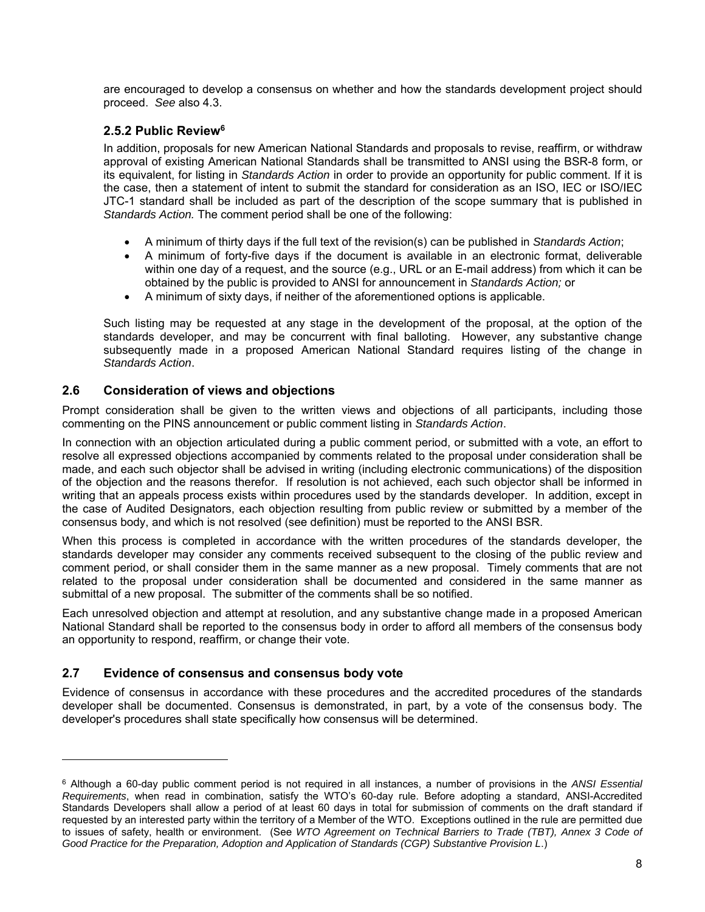are encouraged to develop a consensus on whether and how the standards development project should proceed. *See* also 4.3.

### 2.5.2 Public Review[6]

In addition, proposals for new American National Standards and proposals to revise, reaffirm, or withdraw approval of existing American National Standards shall be transmitted to ANSI using the BSR-8 form, or its equivalent, for listing in *Standards Action* in order to provide an opportunity for public comment. If it is the case, then a statement of intent to submit the standard for consideration as an ISO, IEC or ISO/IEC JTC-1 standard shall be included as part of the description of the scope summary that is published in *Standards Action.* The comment period shall be one of the following:

- A minimum of thirty days if the full text of the revision(s) can be published in *Standards Action*;
- A minimum of forty-five days if the document is available in an electronic format, deliverable within one day of a request, and the source (e.g., URL or an E-mail address) from which it can be obtained by the public is provided to ANSI for announcement in *Standards Action;* or
- A minimum of sixty days, if neither of the aforementioned options is applicable.

Such listing may be requested at any stage in the development of the proposal, at the option of the standards developer, and may be concurrent with final balloting. However, any substantive change subsequently made in a proposed American National Standard requires listing of the change in *Standards Action*.

## 2.6 Consideration of views and objections

Prompt consideration shall be given to the written views and objections of all participants, including those commenting on the PINS announcement or public comment listing in *Standards Action*.

In connection with an objection articulated during a public comment period, or submitted with a vote, an effort to resolve all expressed objections accompanied by comments related to the proposal under consideration shall be made, and each such objector shall be advised in writing (including electronic communications) of the disposition of the objection and the reasons therefor. If resolution is not achieved, each such objector shall be informed in writing that an appeals process exists within procedures used by the standards developer. In addition, except in the case of Audited Designators, each objection resulting from public review or submitted by a member of the consensus body, and which is not resolved (see definition) must be reported to the ANSI BSR.

When this process is completed in accordance with the written procedures of the standards developer, the standards developer may consider any comments received subsequent to the closing of the public review and comment period, or shall consider them in the same manner as a new proposal. Timely comments that are not related to the proposal under consideration shall be documented and considered in the same manner as submittal of a new proposal. The submitter of the comments shall be so notified.

Each unresolved objection and attempt at resolution, and any substantive change made in a proposed American National Standard shall be reported to the consensus body in order to afford all members of the consensus body an opportunity to respond, reaffirm, or change their vote.

## 2.7 Evidence of consensus and consensus body vote

Evidence of consensus in accordance with these procedures and the accredited procedures of the standards developer shall be documented. Consensus is demonstrated, in part, by a vote of the consensus body. The developer's procedures shall state specifically how consensus will be determined.

---

[6] Although a 60-day public comment period is not required in all instances, a number of provisions in the *ANSI Essential Requirements*, when read in combination, satisfy the WTO's 60-day rule. Before adopting a standard, ANSI-Accredited Standards Developers shall allow a period of at least 60 days in total for submission of comments on the draft standard if requested by an interested party within the territory of a Member of the WTO. Exceptions outlined in the rule are permitted due to issues of safety, health or environment. (See *WTO Agreement on Technical Barriers to Trade (TBT), Annex 3 Code of Good Practice for the Preparation, Adoption and Application of Standards (CGP) Substantive Provision L*.)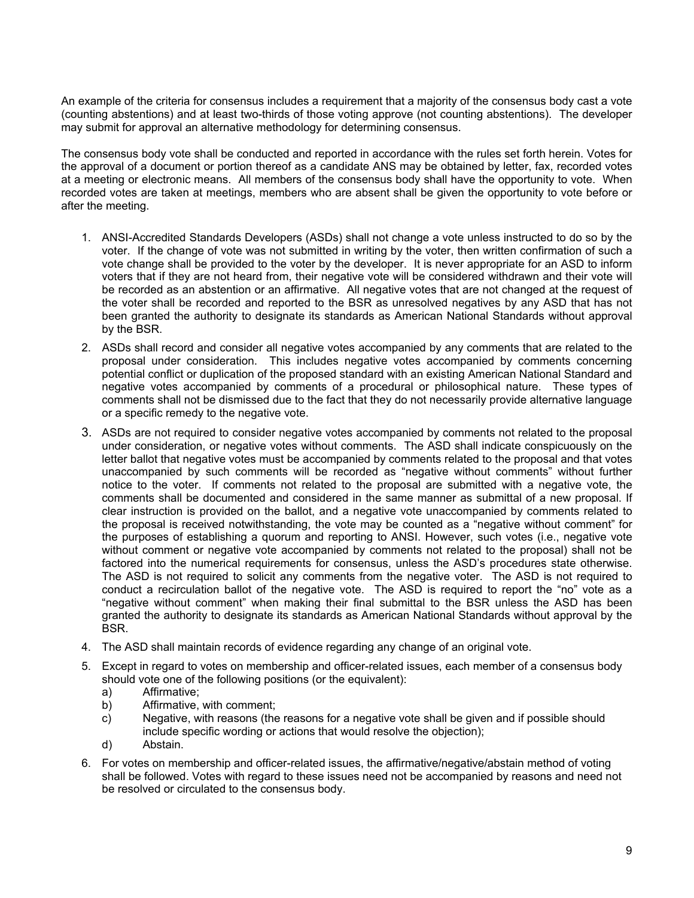An example of the criteria for consensus includes a requirement that a majority of the consensus body cast a vote (counting abstentions) and at least two-thirds of those voting approve (not counting abstentions). The developer may submit for approval an alternative methodology for determining consensus.

The consensus body vote shall be conducted and reported in accordance with the rules set forth herein. Votes for the approval of a document or portion thereof as a candidate ANS may be obtained by letter, fax, recorded votes at a meeting or electronic means. All members of the consensus body shall have the opportunity to vote. When recorded votes are taken at meetings, members who are absent shall be given the opportunity to vote before or after the meeting.

1. ANSI-Accredited Standards Developers (ASDs) shall not change a vote unless instructed to do so by the voter. If the change of vote was not submitted in writing by the voter, then written confirmation of such a vote change shall be provided to the voter by the developer. It is never appropriate for an ASD to inform voters that if they are not heard from, their negative vote will be considered withdrawn and their vote will be recorded as an abstention or an affirmative. All negative votes that are not changed at the request of the voter shall be recorded and reported to the BSR as unresolved negatives by any ASD that has not been granted the authority to designate its standards as American National Standards without approval by the BSR.
2. ASDs shall record and consider all negative votes accompanied by any comments that are related to the proposal under consideration. This includes negative votes accompanied by comments concerning potential conflict or duplication of the proposed standard with an existing American National Standard and negative votes accompanied by comments of a procedural or philosophical nature. These types of comments shall not be dismissed due to the fact that they do not necessarily provide alternative language or a specific remedy to the negative vote.
3. ASDs are not required to consider negative votes accompanied by comments not related to the proposal under consideration, or negative votes without comments. The ASD shall indicate conspicuously on the letter ballot that negative votes must be accompanied by comments related to the proposal and that votes unaccompanied by such comments will be recorded as "negative without comments" without further notice to the voter. If comments not related to the proposal are submitted with a negative vote, the comments shall be documented and considered in the same manner as submittal of a new proposal. If clear instruction is provided on the ballot, and a negative vote unaccompanied by comments related to the proposal is received notwithstanding, the vote may be counted as a "negative without comment" for the purposes of establishing a quorum and reporting to ANSI. However, such votes (i.e., negative vote without comment or negative vote accompanied by comments not related to the proposal) shall not be factored into the numerical requirements for consensus, unless the ASD's procedures state otherwise. The ASD is not required to solicit any comments from the negative voter. The ASD is not required to conduct a recirculation ballot of the negative vote. The ASD is required to report the "no" vote as a "negative without comment" when making their final submittal to the BSR unless the ASD has been granted the authority to designate its standards as American National Standards without approval by the BSR.
4. The ASD shall maintain records of evidence regarding any change of an original vote.
5. Except in regard to votes on membership and officer-related issues, each member of a consensus body should vote one of the following positions (or the equivalent):
   a) Affirmative;
   b) Affirmative, with comment;
   c) Negative, with reasons (the reasons for a negative vote shall be given and if possible should include specific wording or actions that would resolve the objection);
   d) Abstain.
6. For votes on membership and officer-related issues, the affirmative/negative/abstain method of voting shall be followed. Votes with regard to these issues need not be accompanied by reasons and need not be resolved or circulated to the consensus body.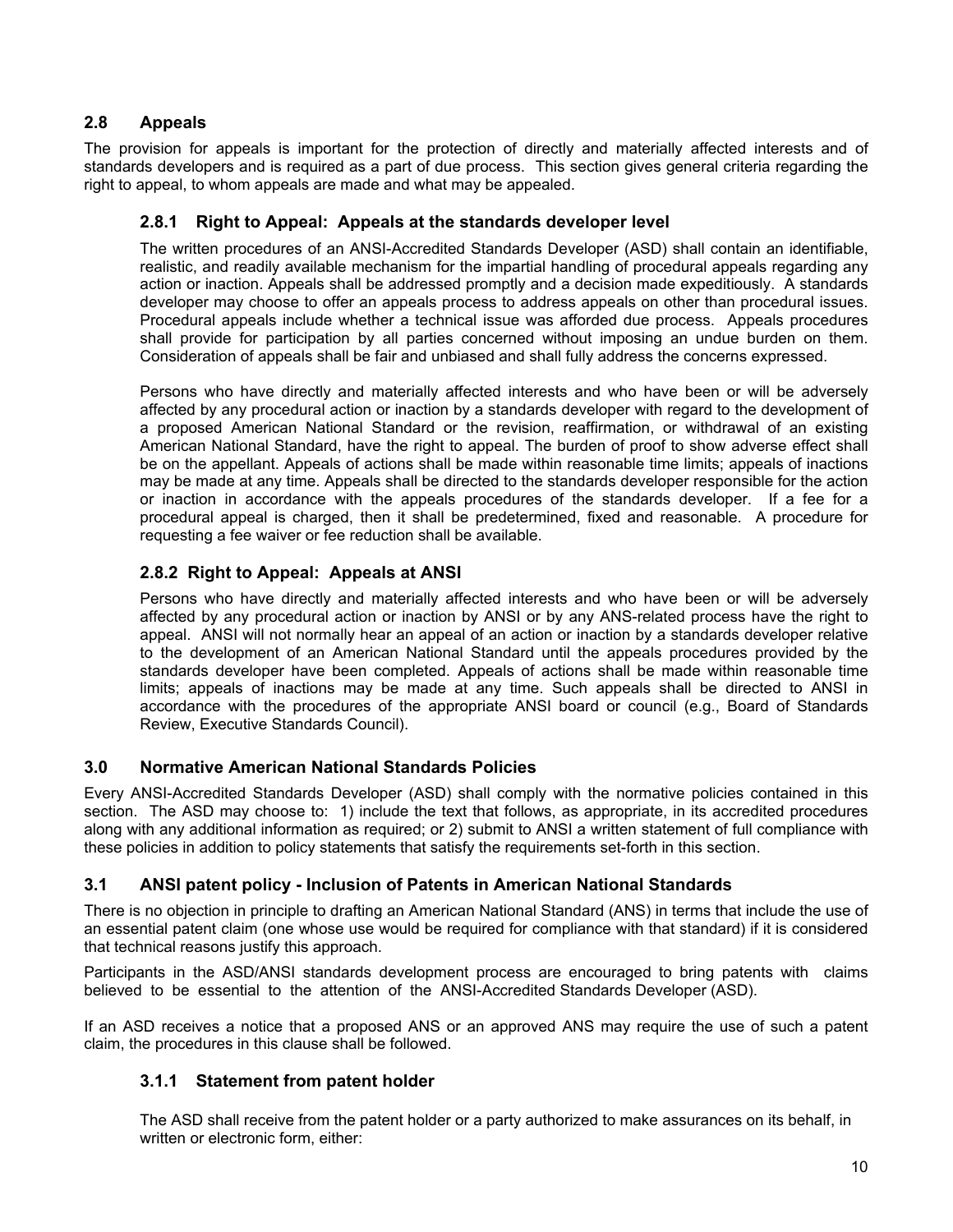## 2.8 Appeals

The provision for appeals is important for the protection of directly and materially affected interests and of standards developers and is required as a part of due process. This section gives general criteria regarding the right to appeal, to whom appeals are made and what may be appealed.

### 2.8.1 Right to Appeal: Appeals at the standards developer level

The written procedures of an ANSI-Accredited Standards Developer (ASD) shall contain an identifiable, realistic, and readily available mechanism for the impartial handling of procedural appeals regarding any action or inaction. Appeals shall be addressed promptly and a decision made expeditiously. A standards developer may choose to offer an appeals process to address appeals on other than procedural issues. Procedural appeals include whether a technical issue was afforded due process. Appeals procedures shall provide for participation by all parties concerned without imposing an undue burden on them. Consideration of appeals shall be fair and unbiased and shall fully address the concerns expressed.

Persons who have directly and materially affected interests and who have been or will be adversely affected by any procedural action or inaction by a standards developer with regard to the development of a proposed American National Standard or the revision, reaffirmation, or withdrawal of an existing American National Standard, have the right to appeal. The burden of proof to show adverse effect shall be on the appellant. Appeals of actions shall be made within reasonable time limits; appeals of inactions may be made at any time. Appeals shall be directed to the standards developer responsible for the action or inaction in accordance with the appeals procedures of the standards developer. If a fee for a procedural appeal is charged, then it shall be predetermined, fixed and reasonable. A procedure for requesting a fee waiver or fee reduction shall be available.

### 2.8.2 Right to Appeal: Appeals at ANSI

Persons who have directly and materially affected interests and who have been or will be adversely affected by any procedural action or inaction by ANSI or by any ANS-related process have the right to appeal. ANSI will not normally hear an appeal of an action or inaction by a standards developer relative to the development of an American National Standard until the appeals procedures provided by the standards developer have been completed. Appeals of actions shall be made within reasonable time limits; appeals of inactions may be made at any time. Such appeals shall be directed to ANSI in accordance with the procedures of the appropriate ANSI board or council (e.g., Board of Standards Review, Executive Standards Council).

## 3.0 Normative American National Standards Policies

Every ANSI-Accredited Standards Developer (ASD) shall comply with the normative policies contained in this section. The ASD may choose to: 1) include the text that follows, as appropriate, in its accredited procedures along with any additional information as required; or 2) submit to ANSI a written statement of full compliance with these policies in addition to policy statements that satisfy the requirements set-forth in this section.

## 3.1 ANSI patent policy - Inclusion of Patents in American National Standards

There is no objection in principle to drafting an American National Standard (ANS) in terms that include the use of an essential patent claim (one whose use would be required for compliance with that standard) if it is considered that technical reasons justify this approach.

Participants in the ASD/ANSI standards development process are encouraged to bring patents with claims believed to be essential to the attention of the ANSI-Accredited Standards Developer (ASD).

If an ASD receives a notice that a proposed ANS or an approved ANS may require the use of such a patent claim, the procedures in this clause shall be followed.

### 3.1.1 Statement from patent holder

The ASD shall receive from the patent holder or a party authorized to make assurances on its behalf, in written or electronic form, either: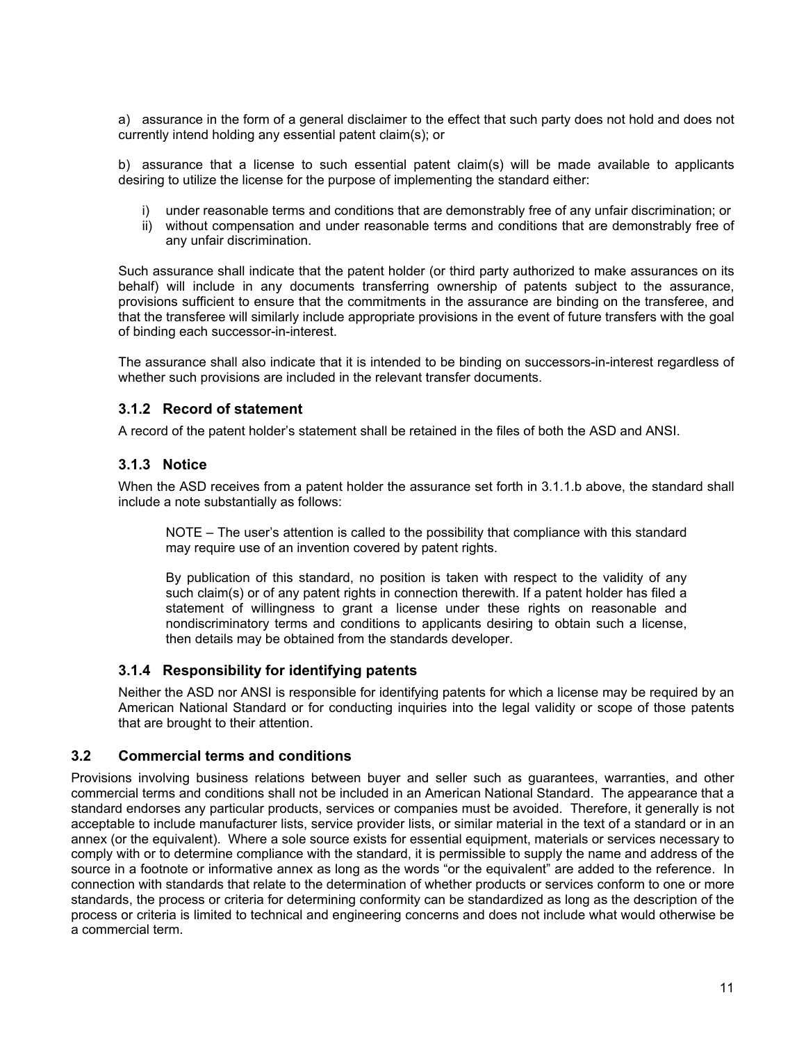a) assurance in the form of a general disclaimer to the effect that such party does not hold and does not currently intend holding any essential patent claim(s); or

b) assurance that a license to such essential patent claim(s) will be made available to applicants desiring to utilize the license for the purpose of implementing the standard either:

i) under reasonable terms and conditions that are demonstrably free of any unfair discrimination; or
ii) without compensation and under reasonable terms and conditions that are demonstrably free of any unfair discrimination.

Such assurance shall indicate that the patent holder (or third party authorized to make assurances on its behalf) will include in any documents transferring ownership of patents subject to the assurance, provisions sufficient to ensure that the commitments in the assurance are binding on the transferee, and that the transferee will similarly include appropriate provisions in the event of future transfers with the goal of binding each successor-in-interest.

The assurance shall also indicate that it is intended to be binding on successors-in-interest regardless of whether such provisions are included in the relevant transfer documents.

### 3.1.2 Record of statement

A record of the patent holder's statement shall be retained in the files of both the ASD and ANSI.

### 3.1.3 Notice

When the ASD receives from a patent holder the assurance set forth in 3.1.1.b above, the standard shall include a note substantially as follows:

> NOTE – The user's attention is called to the possibility that compliance with this standard may require use of an invention covered by patent rights.
>
> By publication of this standard, no position is taken with respect to the validity of any such claim(s) or of any patent rights in connection therewith. If a patent holder has filed a statement of willingness to grant a license under these rights on reasonable and nondiscriminatory terms and conditions to applicants desiring to obtain such a license, then details may be obtained from the standards developer.

### 3.1.4 Responsibility for identifying patents

Neither the ASD nor ANSI is responsible for identifying patents for which a license may be required by an American National Standard or for conducting inquiries into the legal validity or scope of those patents that are brought to their attention.

## 3.2 Commercial terms and conditions

Provisions involving business relations between buyer and seller such as guarantees, warranties, and other commercial terms and conditions shall not be included in an American National Standard. The appearance that a standard endorses any particular products, services or companies must be avoided. Therefore, it generally is not acceptable to include manufacturer lists, service provider lists, or similar material in the text of a standard or in an annex (or the equivalent). Where a sole source exists for essential equipment, materials or services necessary to comply with or to determine compliance with the standard, it is permissible to supply the name and address of the source in a footnote or informative annex as long as the words "or the equivalent" are added to the reference. In connection with standards that relate to the determination of whether products or services conform to one or more standards, the process or criteria for determining conformity can be standardized as long as the description of the process or criteria is limited to technical and engineering concerns and does not include what would otherwise be a commercial term.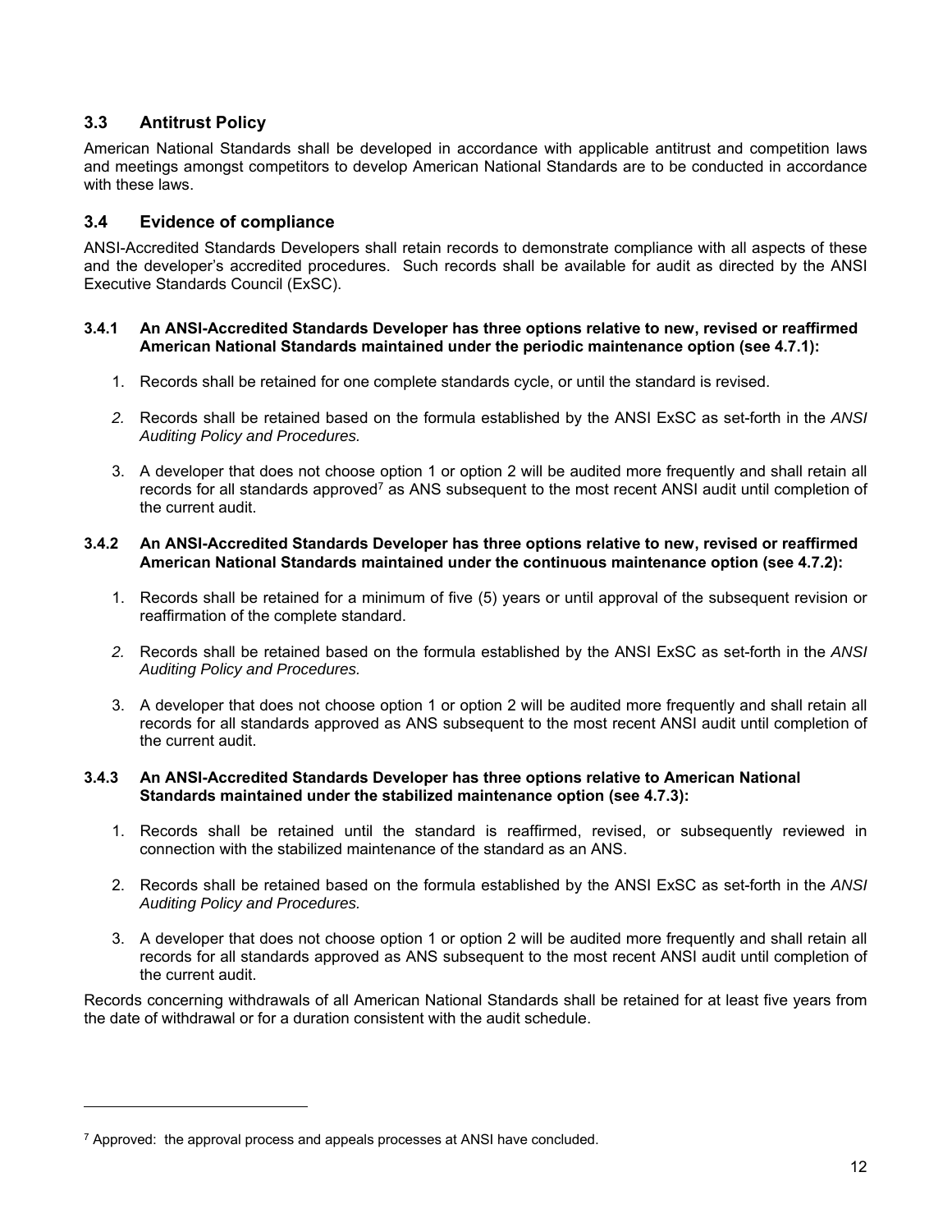## 3.3 Antitrust Policy

American National Standards shall be developed in accordance with applicable antitrust and competition laws and meetings amongst competitors to develop American National Standards are to be conducted in accordance with these laws.

## 3.4 Evidence of compliance

ANSI-Accredited Standards Developers shall retain records to demonstrate compliance with all aspects of these and the developer's accredited procedures. Such records shall be available for audit as directed by the ANSI Executive Standards Council (ExSC).

### 3.4.1 An ANSI-Accredited Standards Developer has three options relative to new, revised or reaffirmed American National Standards maintained under the periodic maintenance option (see 4.7.1):

1. Records shall be retained for one complete standards cycle, or until the standard is revised.
2. Records shall be retained based on the formula established by the ANSI ExSC as set-forth in the *ANSI Auditing Policy and Procedures.*
3. A developer that does not choose option 1 or option 2 will be audited more frequently and shall retain all records for all standards approved[7] as ANS subsequent to the most recent ANSI audit until completion of the current audit.

### 3.4.2 An ANSI-Accredited Standards Developer has three options relative to new, revised or reaffirmed American National Standards maintained under the continuous maintenance option (see 4.7.2):

1. Records shall be retained for a minimum of five (5) years or until approval of the subsequent revision or reaffirmation of the complete standard.
2. Records shall be retained based on the formula established by the ANSI ExSC as set-forth in the *ANSI Auditing Policy and Procedures.*
3. A developer that does not choose option 1 or option 2 will be audited more frequently and shall retain all records for all standards approved as ANS subsequent to the most recent ANSI audit until completion of the current audit.

### 3.4.3 An ANSI-Accredited Standards Developer has three options relative to American National Standards maintained under the stabilized maintenance option (see 4.7.3):

1. Records shall be retained until the standard is reaffirmed, revised, or subsequently reviewed in connection with the stabilized maintenance of the standard as an ANS.
2. Records shall be retained based on the formula established by the ANSI ExSC as set-forth in the *ANSI Auditing Policy and Procedures.*
3. A developer that does not choose option 1 or option 2 will be audited more frequently and shall retain all records for all standards approved as ANS subsequent to the most recent ANSI audit until completion of the current audit.

Records concerning withdrawals of all American National Standards shall be retained for at least five years from the date of withdrawal or for a duration consistent with the audit schedule.

---

[7] Approved: the approval process and appeals processes at ANSI have concluded.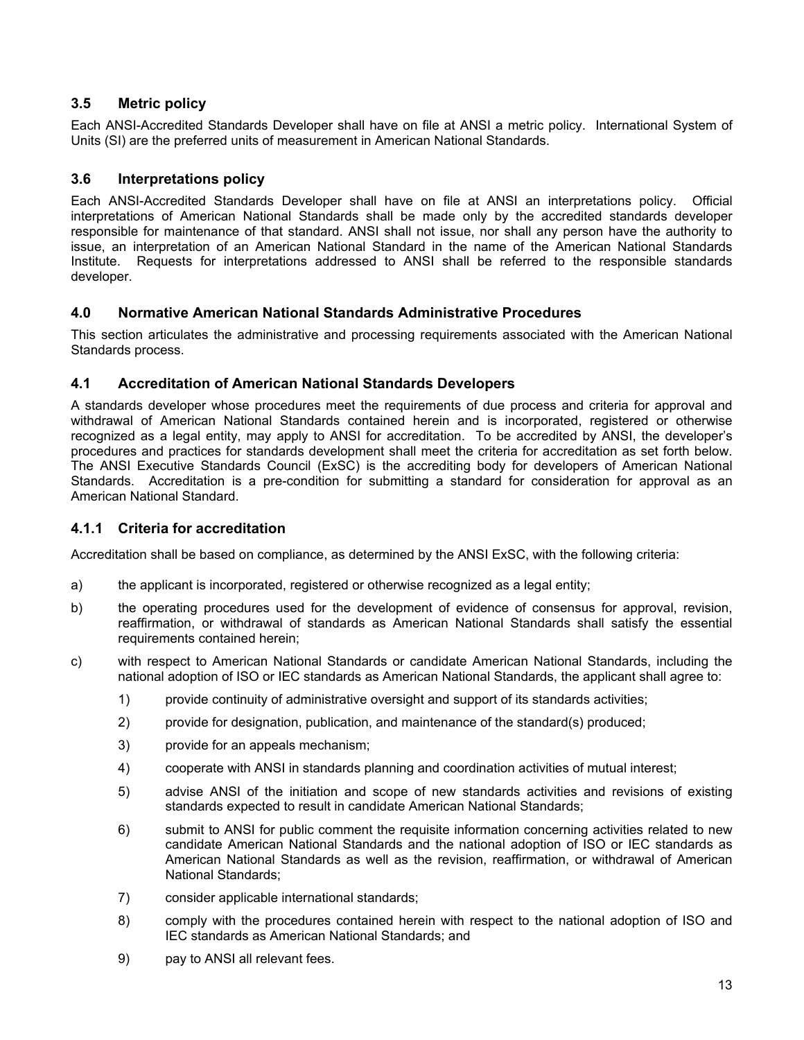### 3.5 Metric policy

Each ANSI-Accredited Standards Developer shall have on file at ANSI a metric policy. International System of Units (SI) are the preferred units of measurement in American National Standards.

### 3.6 Interpretations policy

Each ANSI-Accredited Standards Developer shall have on file at ANSI an interpretations policy. Official interpretations of American National Standards shall be made only by the accredited standards developer responsible for maintenance of that standard. ANSI shall not issue, nor shall any person have the authority to issue, an interpretation of an American National Standard in the name of the American National Standards Institute. Requests for interpretations addressed to ANSI shall be referred to the responsible standards developer.

## 4.0 Normative American National Standards Administrative Procedures

This section articulates the administrative and processing requirements associated with the American National Standards process.

### 4.1 Accreditation of American National Standards Developers

A standards developer whose procedures meet the requirements of due process and criteria for approval and withdrawal of American National Standards contained herein and is incorporated, registered or otherwise recognized as a legal entity, may apply to ANSI for accreditation. To be accredited by ANSI, the developer's procedures and practices for standards development shall meet the criteria for accreditation as set forth below. The ANSI Executive Standards Council (ExSC) is the accrediting body for developers of American National Standards. Accreditation is a pre-condition for submitting a standard for consideration for approval as an American National Standard.

#### 4.1.1 Criteria for accreditation

Accreditation shall be based on compliance, as determined by the ANSI ExSC, with the following criteria:

a) the applicant is incorporated, registered or otherwise recognized as a legal entity;

b) the operating procedures used for the development of evidence of consensus for approval, revision, reaffirmation, or withdrawal of standards as American National Standards shall satisfy the essential requirements contained herein;

c) with respect to American National Standards or candidate American National Standards, including the national adoption of ISO or IEC standards as American National Standards, the applicant shall agree to:

1) provide continuity of administrative oversight and support of its standards activities;

2) provide for designation, publication, and maintenance of the standard(s) produced;

3) provide for an appeals mechanism;

4) cooperate with ANSI in standards planning and coordination activities of mutual interest;

5) advise ANSI of the initiation and scope of new standards activities and revisions of existing standards expected to result in candidate American National Standards;

6) submit to ANSI for public comment the requisite information concerning activities related to new candidate American National Standards and the national adoption of ISO or IEC standards as American National Standards as well as the revision, reaffirmation, or withdrawal of American National Standards;

7) consider applicable international standards;

8) comply with the procedures contained herein with respect to the national adoption of ISO and IEC standards as American National Standards; and

9) pay to ANSI all relevant fees.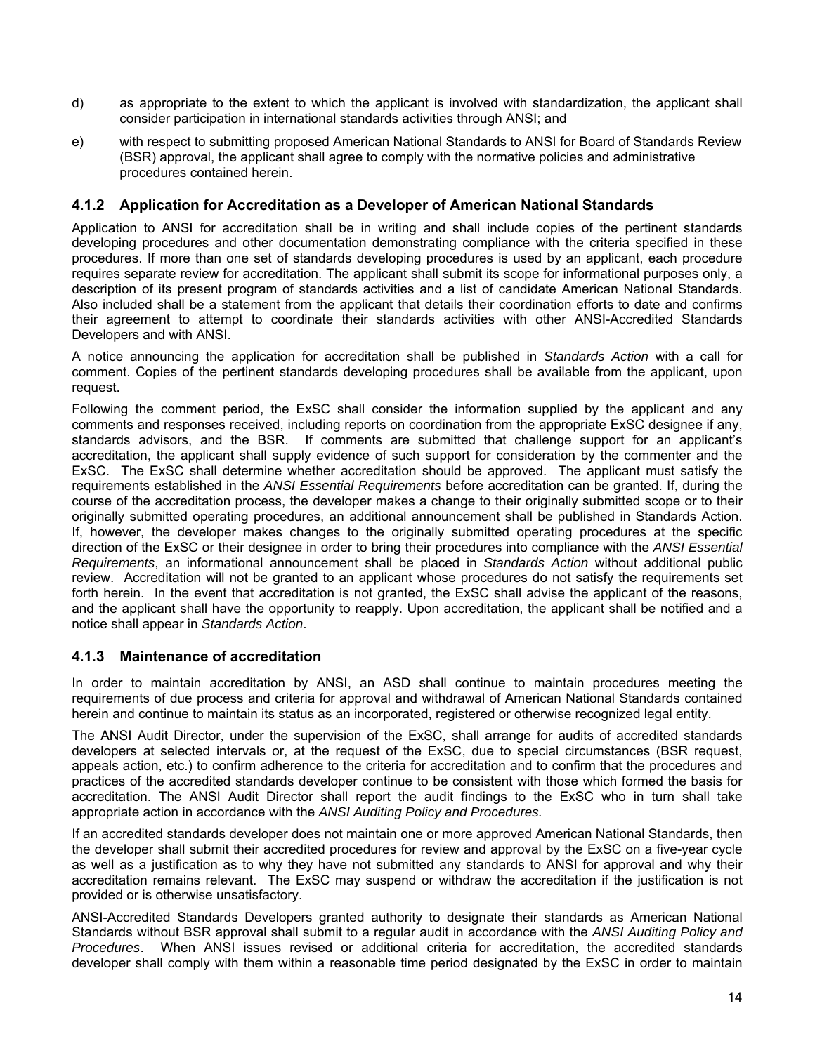d) as appropriate to the extent to which the applicant is involved with standardization, the applicant shall consider participation in international standards activities through ANSI; and

e) with respect to submitting proposed American National Standards to ANSI for Board of Standards Review (BSR) approval, the applicant shall agree to comply with the normative policies and administrative procedures contained herein.

### 4.1.2 Application for Accreditation as a Developer of American National Standards

Application to ANSI for accreditation shall be in writing and shall include copies of the pertinent standards developing procedures and other documentation demonstrating compliance with the criteria specified in these procedures. If more than one set of standards developing procedures is used by an applicant, each procedure requires separate review for accreditation. The applicant shall submit its scope for informational purposes only, a description of its present program of standards activities and a list of candidate American National Standards. Also included shall be a statement from the applicant that details their coordination efforts to date and confirms their agreement to attempt to coordinate their standards activities with other ANSI-Accredited Standards Developers and with ANSI.

A notice announcing the application for accreditation shall be published in *Standards Action* with a call for comment. Copies of the pertinent standards developing procedures shall be available from the applicant, upon request.

Following the comment period, the ExSC shall consider the information supplied by the applicant and any comments and responses received, including reports on coordination from the appropriate ExSC designee if any, standards advisors, and the BSR. If comments are submitted that challenge support for an applicant's accreditation, the applicant shall supply evidence of such support for consideration by the commenter and the ExSC. The ExSC shall determine whether accreditation should be approved. The applicant must satisfy the requirements established in the *ANSI Essential Requirements* before accreditation can be granted. If, during the course of the accreditation process, the developer makes a change to their originally submitted scope or to their originally submitted operating procedures, an additional announcement shall be published in Standards Action. If, however, the developer makes changes to the originally submitted operating procedures at the specific direction of the ExSC or their designee in order to bring their procedures into compliance with the *ANSI Essential Requirements*, an informational announcement shall be placed in *Standards Action* without additional public review. Accreditation will not be granted to an applicant whose procedures do not satisfy the requirements set forth herein. In the event that accreditation is not granted, the ExSC shall advise the applicant of the reasons, and the applicant shall have the opportunity to reapply. Upon accreditation, the applicant shall be notified and a notice shall appear in *Standards Action*.

### 4.1.3 Maintenance of accreditation

In order to maintain accreditation by ANSI, an ASD shall continue to maintain procedures meeting the requirements of due process and criteria for approval and withdrawal of American National Standards contained herein and continue to maintain its status as an incorporated, registered or otherwise recognized legal entity.

The ANSI Audit Director, under the supervision of the ExSC, shall arrange for audits of accredited standards developers at selected intervals or, at the request of the ExSC, due to special circumstances (BSR request, appeals action, etc.) to confirm adherence to the criteria for accreditation and to confirm that the procedures and practices of the accredited standards developer continue to be consistent with those which formed the basis for accreditation. The ANSI Audit Director shall report the audit findings to the ExSC who in turn shall take appropriate action in accordance with the *ANSI Auditing Policy and Procedures.*

If an accredited standards developer does not maintain one or more approved American National Standards, then the developer shall submit their accredited procedures for review and approval by the ExSC on a five-year cycle as well as a justification as to why they have not submitted any standards to ANSI for approval and why their accreditation remains relevant. The ExSC may suspend or withdraw the accreditation if the justification is not provided or is otherwise unsatisfactory.

ANSI-Accredited Standards Developers granted authority to designate their standards as American National Standards without BSR approval shall submit to a regular audit in accordance with the *ANSI Auditing Policy and Procedures*. When ANSI issues revised or additional criteria for accreditation, the accredited standards developer shall comply with them within a reasonable time period designated by the ExSC in order to maintain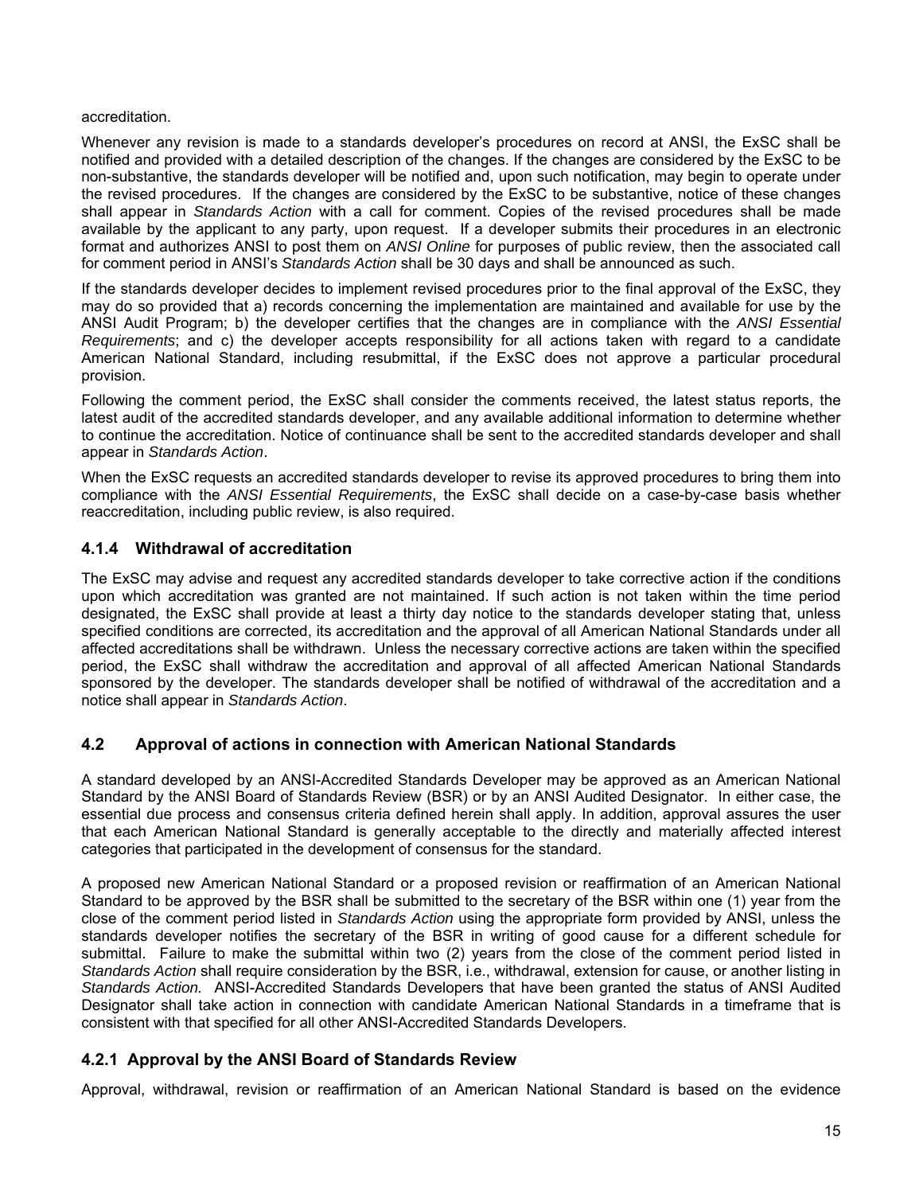accreditation.

Whenever any revision is made to a standards developer's procedures on record at ANSI, the ExSC shall be notified and provided with a detailed description of the changes. If the changes are considered by the ExSC to be non-substantive, the standards developer will be notified and, upon such notification, may begin to operate under the revised procedures. If the changes are considered by the ExSC to be substantive, notice of these changes shall appear in *Standards Action* with a call for comment. Copies of the revised procedures shall be made available by the applicant to any party, upon request. If a developer submits their procedures in an electronic format and authorizes ANSI to post them on *ANSI Online* for purposes of public review, then the associated call for comment period in ANSI's *Standards Action* shall be 30 days and shall be announced as such.

If the standards developer decides to implement revised procedures prior to the final approval of the ExSC, they may do so provided that a) records concerning the implementation are maintained and available for use by the ANSI Audit Program; b) the developer certifies that the changes are in compliance with the *ANSI Essential Requirements*; and c) the developer accepts responsibility for all actions taken with regard to a candidate American National Standard, including resubmittal, if the ExSC does not approve a particular procedural provision.

Following the comment period, the ExSC shall consider the comments received, the latest status reports, the latest audit of the accredited standards developer, and any available additional information to determine whether to continue the accreditation. Notice of continuance shall be sent to the accredited standards developer and shall appear in *Standards Action*.

When the ExSC requests an accredited standards developer to revise its approved procedures to bring them into compliance with the *ANSI Essential Requirements*, the ExSC shall decide on a case-by-case basis whether reaccreditation, including public review, is also required.

### 4.1.4 Withdrawal of accreditation

The ExSC may advise and request any accredited standards developer to take corrective action if the conditions upon which accreditation was granted are not maintained. If such action is not taken within the time period designated, the ExSC shall provide at least a thirty day notice to the standards developer stating that, unless specified conditions are corrected, its accreditation and the approval of all American National Standards under all affected accreditations shall be withdrawn. Unless the necessary corrective actions are taken within the specified period, the ExSC shall withdraw the accreditation and approval of all affected American National Standards sponsored by the developer. The standards developer shall be notified of withdrawal of the accreditation and a notice shall appear in *Standards Action*.

## 4.2 Approval of actions in connection with American National Standards

A standard developed by an ANSI-Accredited Standards Developer may be approved as an American National Standard by the ANSI Board of Standards Review (BSR) or by an ANSI Audited Designator. In either case, the essential due process and consensus criteria defined herein shall apply. In addition, approval assures the user that each American National Standard is generally acceptable to the directly and materially affected interest categories that participated in the development of consensus for the standard.

A proposed new American National Standard or a proposed revision or reaffirmation of an American National Standard to be approved by the BSR shall be submitted to the secretary of the BSR within one (1) year from the close of the comment period listed in *Standards Action* using the appropriate form provided by ANSI, unless the standards developer notifies the secretary of the BSR in writing of good cause for a different schedule for submittal. Failure to make the submittal within two (2) years from the close of the comment period listed in *Standards Action* shall require consideration by the BSR, i.e., withdrawal, extension for cause, or another listing in *Standards Action.* ANSI-Accredited Standards Developers that have been granted the status of ANSI Audited Designator shall take action in connection with candidate American National Standards in a timeframe that is consistent with that specified for all other ANSI-Accredited Standards Developers.

### 4.2.1 Approval by the ANSI Board of Standards Review

Approval, withdrawal, revision or reaffirmation of an American National Standard is based on the evidence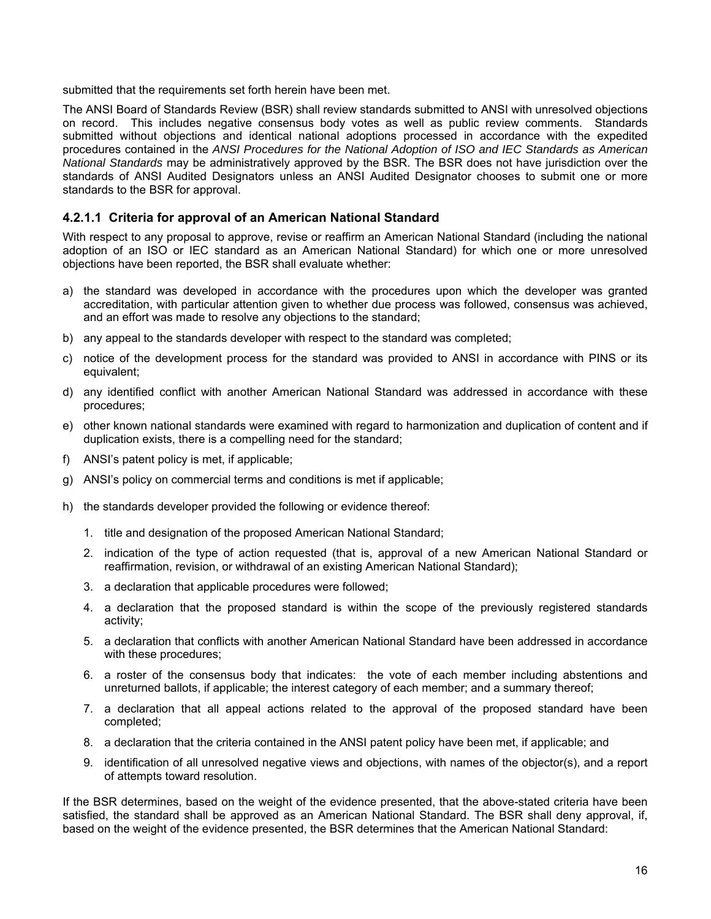submitted that the requirements set forth herein have been met.

The ANSI Board of Standards Review (BSR) shall review standards submitted to ANSI with unresolved objections on record. This includes negative consensus body votes as well as public review comments. Standards submitted without objections and identical national adoptions processed in accordance with the expedited procedures contained in the *ANSI Procedures for the National Adoption of ISO and IEC Standards as American National Standards* may be administratively approved by the BSR. The BSR does not have jurisdiction over the standards of ANSI Audited Designators unless an ANSI Audited Designator chooses to submit one or more standards to the BSR for approval.

#### 4.2.1.1 Criteria for approval of an American National Standard

With respect to any proposal to approve, revise or reaffirm an American National Standard (including the national adoption of an ISO or IEC standard as an American National Standard) for which one or more unresolved objections have been reported, the BSR shall evaluate whether:

a) the standard was developed in accordance with the procedures upon which the developer was granted accreditation, with particular attention given to whether due process was followed, consensus was achieved, and an effort was made to resolve any objections to the standard;

b) any appeal to the standards developer with respect to the standard was completed;

c) notice of the development process for the standard was provided to ANSI in accordance with PINS or its equivalent;

d) any identified conflict with another American National Standard was addressed in accordance with these procedures;

e) other known national standards were examined with regard to harmonization and duplication of content and if duplication exists, there is a compelling need for the standard;

f) ANSI's patent policy is met, if applicable;

g) ANSI's policy on commercial terms and conditions is met if applicable;

h) the standards developer provided the following or evidence thereof:

   1. title and designation of the proposed American National Standard;
   2. indication of the type of action requested (that is, approval of a new American National Standard or reaffirmation, revision, or withdrawal of an existing American National Standard);
   3. a declaration that applicable procedures were followed;
   4. a declaration that the proposed standard is within the scope of the previously registered standards activity;
   5. a declaration that conflicts with another American National Standard have been addressed in accordance with these procedures;
   6. a roster of the consensus body that indicates: the vote of each member including abstentions and unreturned ballots, if applicable; the interest category of each member; and a summary thereof;
   7. a declaration that all appeal actions related to the approval of the proposed standard have been completed;
   8. a declaration that the criteria contained in the ANSI patent policy have been met, if applicable; and
   9. identification of all unresolved negative views and objections, with names of the objector(s), and a report of attempts toward resolution.

If the BSR determines, based on the weight of the evidence presented, that the above-stated criteria have been satisfied, the standard shall be approved as an American National Standard. The BSR shall deny approval, if, based on the weight of the evidence presented, the BSR determines that the American National Standard: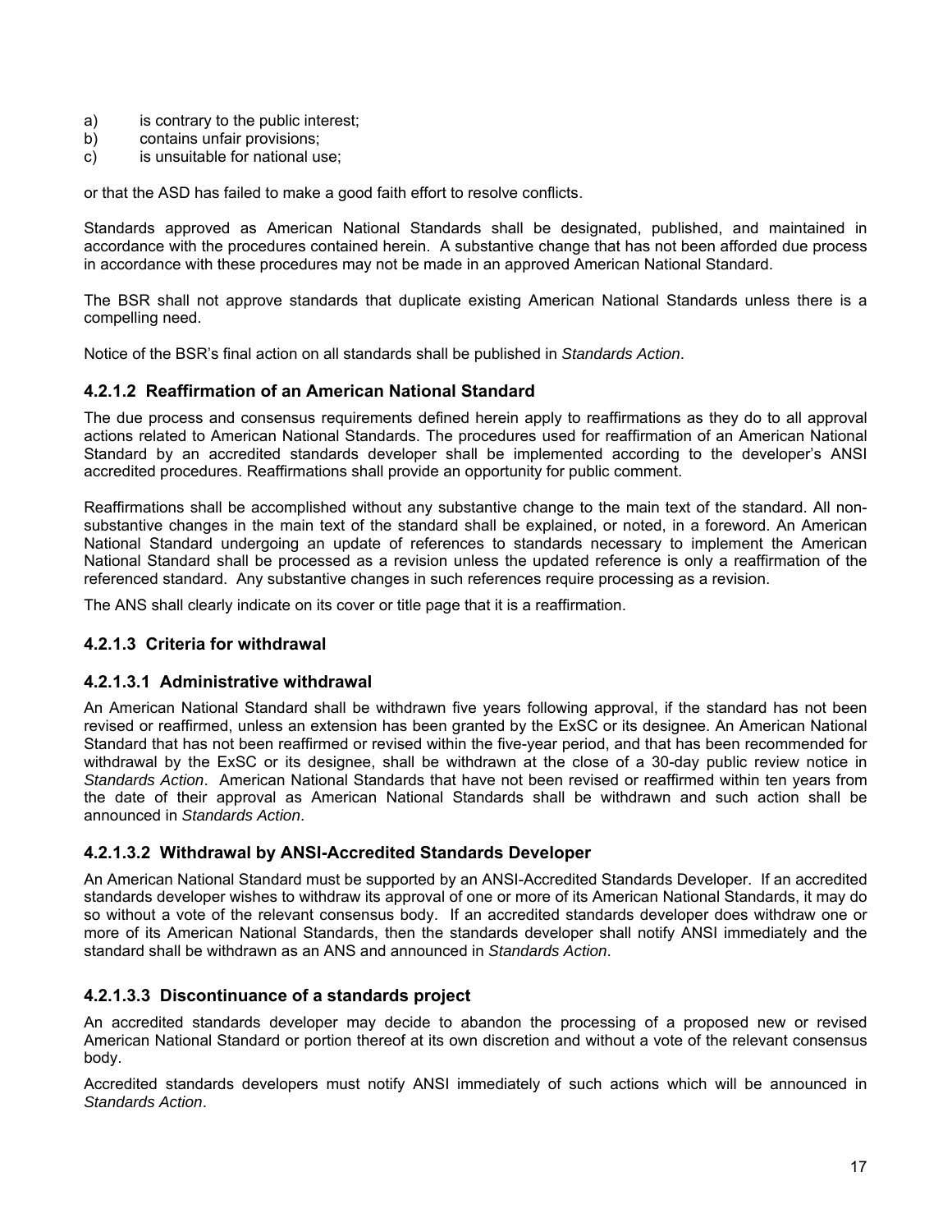a) is contrary to the public interest;
b) contains unfair provisions;
c) is unsuitable for national use;

or that the ASD has failed to make a good faith effort to resolve conflicts.

Standards approved as American National Standards shall be designated, published, and maintained in accordance with the procedures contained herein. A substantive change that has not been afforded due process in accordance with these procedures may not be made in an approved American National Standard.

The BSR shall not approve standards that duplicate existing American National Standards unless there is a compelling need.

Notice of the BSR's final action on all standards shall be published in *Standards Action*.

### 4.2.1.2 Reaffirmation of an American National Standard

The due process and consensus requirements defined herein apply to reaffirmations as they do to all approval actions related to American National Standards. The procedures used for reaffirmation of an American National Standard by an accredited standards developer shall be implemented according to the developer's ANSI accredited procedures. Reaffirmations shall provide an opportunity for public comment.

Reaffirmations shall be accomplished without any substantive change to the main text of the standard. All non-substantive changes in the main text of the standard shall be explained, or noted, in a foreword. An American National Standard undergoing an update of references to standards necessary to implement the American National Standard shall be processed as a revision unless the updated reference is only a reaffirmation of the referenced standard. Any substantive changes in such references require processing as a revision.

The ANS shall clearly indicate on its cover or title page that it is a reaffirmation.

### 4.2.1.3 Criteria for withdrawal

#### 4.2.1.3.1 Administrative withdrawal

An American National Standard shall be withdrawn five years following approval, if the standard has not been revised or reaffirmed, unless an extension has been granted by the ExSC or its designee. An American National Standard that has not been reaffirmed or revised within the five-year period, and that has been recommended for withdrawal by the ExSC or its designee, shall be withdrawn at the close of a 30-day public review notice in *Standards Action*. American National Standards that have not been revised or reaffirmed within ten years from the date of their approval as American National Standards shall be withdrawn and such action shall be announced in *Standards Action*.

#### 4.2.1.3.2 Withdrawal by ANSI-Accredited Standards Developer

An American National Standard must be supported by an ANSI-Accredited Standards Developer. If an accredited standards developer wishes to withdraw its approval of one or more of its American National Standards, it may do so without a vote of the relevant consensus body. If an accredited standards developer does withdraw one or more of its American National Standards, then the standards developer shall notify ANSI immediately and the standard shall be withdrawn as an ANS and announced in *Standards Action*.

#### 4.2.1.3.3 Discontinuance of a standards project

An accredited standards developer may decide to abandon the processing of a proposed new or revised American National Standard or portion thereof at its own discretion and without a vote of the relevant consensus body.

Accredited standards developers must notify ANSI immediately of such actions which will be announced in *Standards Action*.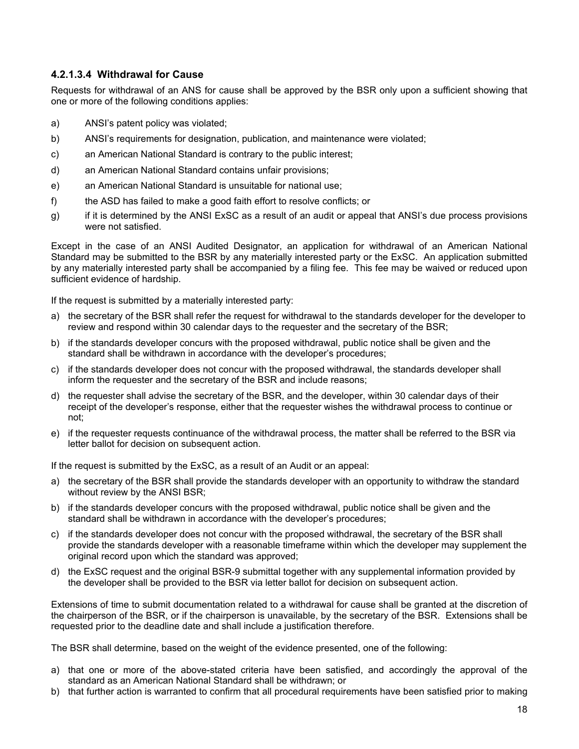#### 4.2.1.3.4 Withdrawal for Cause

Requests for withdrawal of an ANS for cause shall be approved by the BSR only upon a sufficient showing that one or more of the following conditions applies:

a) ANSI's patent policy was violated;

b) ANSI's requirements for designation, publication, and maintenance were violated;

c) an American National Standard is contrary to the public interest;

d) an American National Standard contains unfair provisions;

e) an American National Standard is unsuitable for national use;

f) the ASD has failed to make a good faith effort to resolve conflicts; or

g) if it is determined by the ANSI ExSC as a result of an audit or appeal that ANSI's due process provisions were not satisfied.

Except in the case of an ANSI Audited Designator, an application for withdrawal of an American National Standard may be submitted to the BSR by any materially interested party or the ExSC. An application submitted by any materially interested party shall be accompanied by a filing fee. This fee may be waived or reduced upon sufficient evidence of hardship.

If the request is submitted by a materially interested party:

a) the secretary of the BSR shall refer the request for withdrawal to the standards developer for the developer to review and respond within 30 calendar days to the requester and the secretary of the BSR;

b) if the standards developer concurs with the proposed withdrawal, public notice shall be given and the standard shall be withdrawn in accordance with the developer's procedures;

c) if the standards developer does not concur with the proposed withdrawal, the standards developer shall inform the requester and the secretary of the BSR and include reasons;

d) the requester shall advise the secretary of the BSR, and the developer, within 30 calendar days of their receipt of the developer's response, either that the requester wishes the withdrawal process to continue or not;

e) if the requester requests continuance of the withdrawal process, the matter shall be referred to the BSR via letter ballot for decision on subsequent action.

If the request is submitted by the ExSC, as a result of an Audit or an appeal:

a) the secretary of the BSR shall provide the standards developer with an opportunity to withdraw the standard without review by the ANSI BSR;

b) if the standards developer concurs with the proposed withdrawal, public notice shall be given and the standard shall be withdrawn in accordance with the developer's procedures;

c) if the standards developer does not concur with the proposed withdrawal, the secretary of the BSR shall provide the standards developer with a reasonable timeframe within which the developer may supplement the original record upon which the standard was approved;

d) the ExSC request and the original BSR-9 submittal together with any supplemental information provided by the developer shall be provided to the BSR via letter ballot for decision on subsequent action.

Extensions of time to submit documentation related to a withdrawal for cause shall be granted at the discretion of the chairperson of the BSR, or if the chairperson is unavailable, by the secretary of the BSR. Extensions shall be requested prior to the deadline date and shall include a justification therefore.

The BSR shall determine, based on the weight of the evidence presented, one of the following:

a) that one or more of the above-stated criteria have been satisfied, and accordingly the approval of the standard as an American National Standard shall be withdrawn; or

b) that further action is warranted to confirm that all procedural requirements have been satisfied prior to making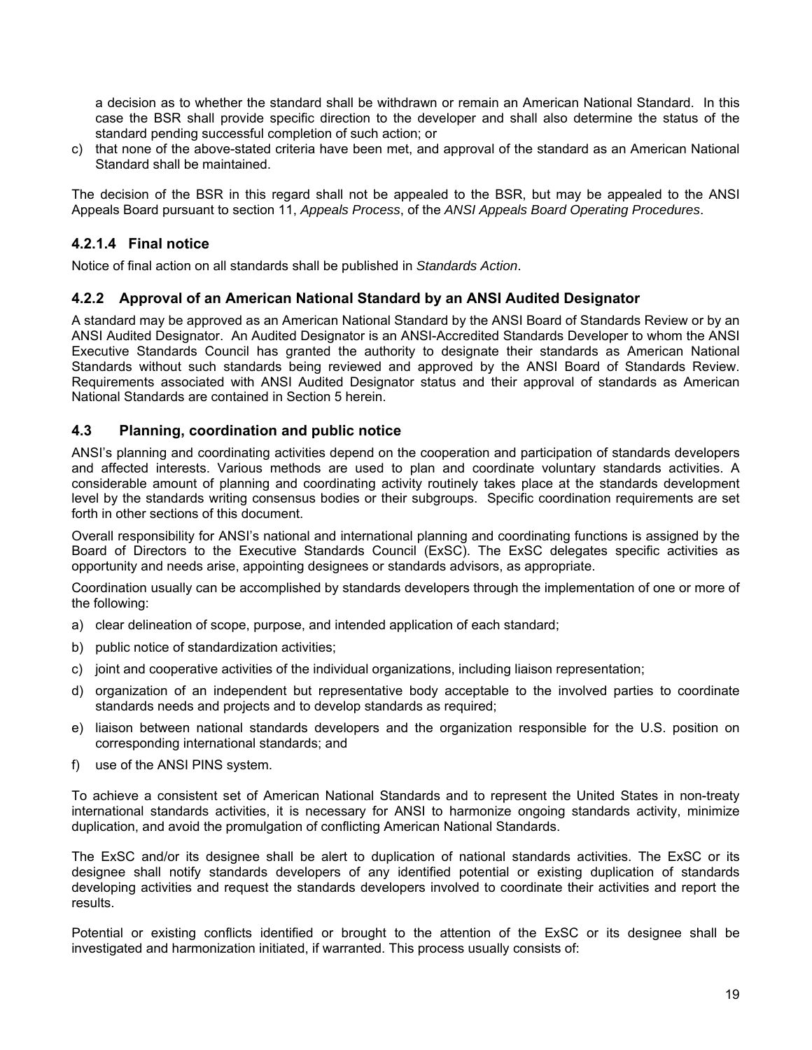a decision as to whether the standard shall be withdrawn or remain an American National Standard. In this case the BSR shall provide specific direction to the developer and shall also determine the status of the standard pending successful completion of such action; or

c) that none of the above-stated criteria have been met, and approval of the standard as an American National Standard shall be maintained.

The decision of the BSR in this regard shall not be appealed to the BSR, but may be appealed to the ANSI Appeals Board pursuant to section 11, *Appeals Process*, of the *ANSI Appeals Board Operating Procedures*.

#### 4.2.1.4 Final notice

Notice of final action on all standards shall be published in *Standards Action*.

### 4.2.2 Approval of an American National Standard by an ANSI Audited Designator

A standard may be approved as an American National Standard by the ANSI Board of Standards Review or by an ANSI Audited Designator. An Audited Designator is an ANSI-Accredited Standards Developer to whom the ANSI Executive Standards Council has granted the authority to designate their standards as American National Standards without such standards being reviewed and approved by the ANSI Board of Standards Review. Requirements associated with ANSI Audited Designator status and their approval of standards as American National Standards are contained in Section 5 herein.

## 4.3 Planning, coordination and public notice

ANSI's planning and coordinating activities depend on the cooperation and participation of standards developers and affected interests. Various methods are used to plan and coordinate voluntary standards activities. A considerable amount of planning and coordinating activity routinely takes place at the standards development level by the standards writing consensus bodies or their subgroups. Specific coordination requirements are set forth in other sections of this document.

Overall responsibility for ANSI's national and international planning and coordinating functions is assigned by the Board of Directors to the Executive Standards Council (ExSC). The ExSC delegates specific activities as opportunity and needs arise, appointing designees or standards advisors, as appropriate.

Coordination usually can be accomplished by standards developers through the implementation of one or more of the following:

a) clear delineation of scope, purpose, and intended application of each standard;

b) public notice of standardization activities;

c) joint and cooperative activities of the individual organizations, including liaison representation;

d) organization of an independent but representative body acceptable to the involved parties to coordinate standards needs and projects and to develop standards as required;

e) liaison between national standards developers and the organization responsible for the U.S. position on corresponding international standards; and

f) use of the ANSI PINS system.

To achieve a consistent set of American National Standards and to represent the United States in non-treaty international standards activities, it is necessary for ANSI to harmonize ongoing standards activity, minimize duplication, and avoid the promulgation of conflicting American National Standards.

The ExSC and/or its designee shall be alert to duplication of national standards activities. The ExSC or its designee shall notify standards developers of any identified potential or existing duplication of standards developing activities and request the standards developers involved to coordinate their activities and report the results.

Potential or existing conflicts identified or brought to the attention of the ExSC or its designee shall be investigated and harmonization initiated, if warranted. This process usually consists of: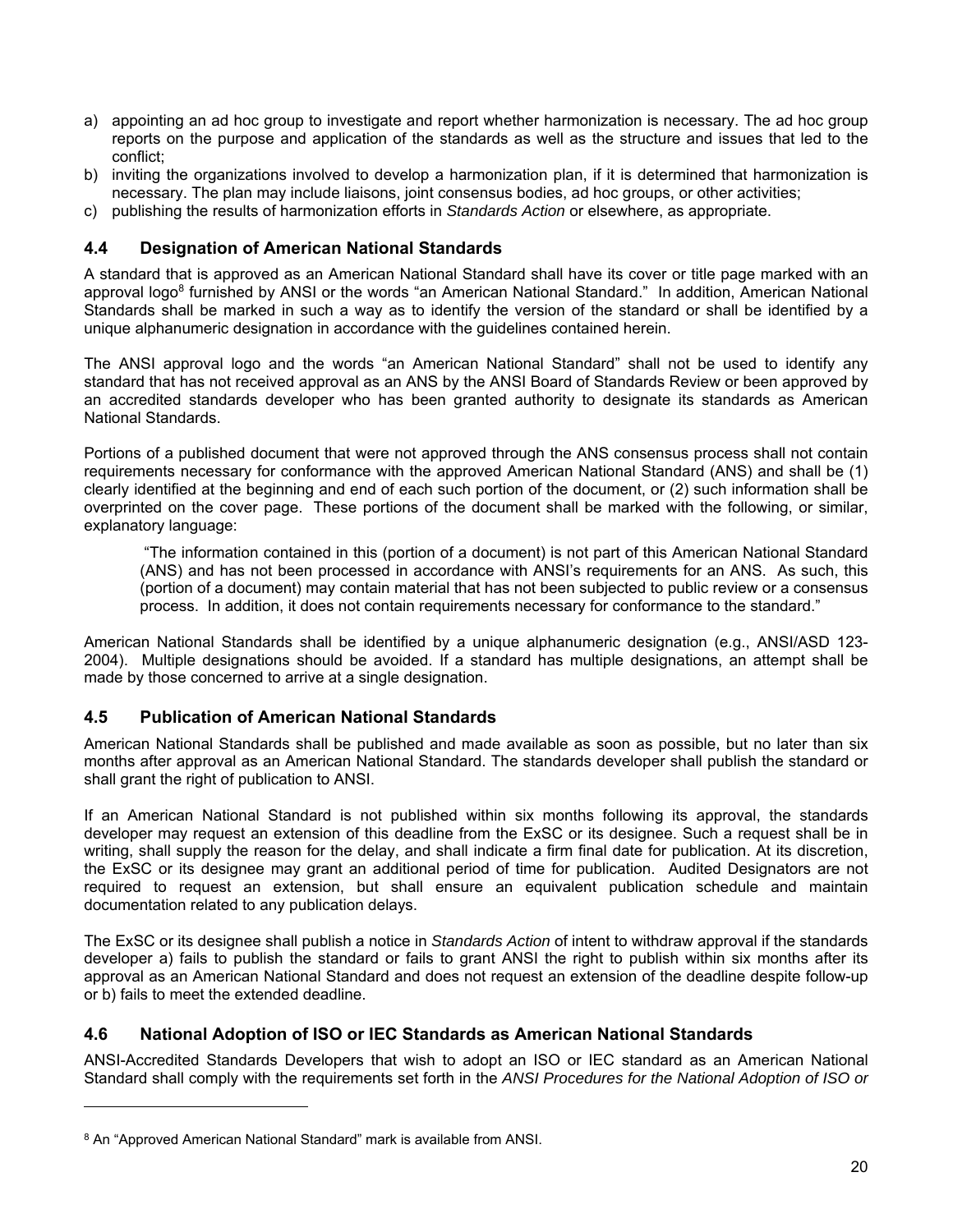a) appointing an ad hoc group to investigate and report whether harmonization is necessary. The ad hoc group reports on the purpose and application of the standards as well as the structure and issues that led to the conflict;
b) inviting the organizations involved to develop a harmonization plan, if it is determined that harmonization is necessary. The plan may include liaisons, joint consensus bodies, ad hoc groups, or other activities;
c) publishing the results of harmonization efforts in *Standards Action* or elsewhere, as appropriate.

### 4.4 Designation of American National Standards

A standard that is approved as an American National Standard shall have its cover or title page marked with an approval logo[8] furnished by ANSI or the words "an American National Standard." In addition, American National Standards shall be marked in such a way as to identify the version of the standard or shall be identified by a unique alphanumeric designation in accordance with the guidelines contained herein.

The ANSI approval logo and the words "an American National Standard" shall not be used to identify any standard that has not received approval as an ANS by the ANSI Board of Standards Review or been approved by an accredited standards developer who has been granted authority to designate its standards as American National Standards.

Portions of a published document that were not approved through the ANS consensus process shall not contain requirements necessary for conformance with the approved American National Standard (ANS) and shall be (1) clearly identified at the beginning and end of each such portion of the document, or (2) such information shall be overprinted on the cover page. These portions of the document shall be marked with the following, or similar, explanatory language:

> "The information contained in this (portion of a document) is not part of this American National Standard (ANS) and has not been processed in accordance with ANSI's requirements for an ANS. As such, this (portion of a document) may contain material that has not been subjected to public review or a consensus process. In addition, it does not contain requirements necessary for conformance to the standard."

American National Standards shall be identified by a unique alphanumeric designation (e.g., ANSI/ASD 123-2004). Multiple designations should be avoided. If a standard has multiple designations, an attempt shall be made by those concerned to arrive at a single designation.

### 4.5 Publication of American National Standards

American National Standards shall be published and made available as soon as possible, but no later than six months after approval as an American National Standard. The standards developer shall publish the standard or shall grant the right of publication to ANSI.

If an American National Standard is not published within six months following its approval, the standards developer may request an extension of this deadline from the ExSC or its designee. Such a request shall be in writing, shall supply the reason for the delay, and shall indicate a firm final date for publication. At its discretion, the ExSC or its designee may grant an additional period of time for publication. Audited Designators are not required to request an extension, but shall ensure an equivalent publication schedule and maintain documentation related to any publication delays.

The ExSC or its designee shall publish a notice in *Standards Action* of intent to withdraw approval if the standards developer a) fails to publish the standard or fails to grant ANSI the right to publish within six months after its approval as an American National Standard and does not request an extension of the deadline despite follow-up or b) fails to meet the extended deadline.

### 4.6 National Adoption of ISO or IEC Standards as American National Standards

ANSI-Accredited Standards Developers that wish to adopt an ISO or IEC standard as an American National Standard shall comply with the requirements set forth in the *ANSI Procedures for the National Adoption of ISO or*

[8] An "Approved American National Standard" mark is available from ANSI.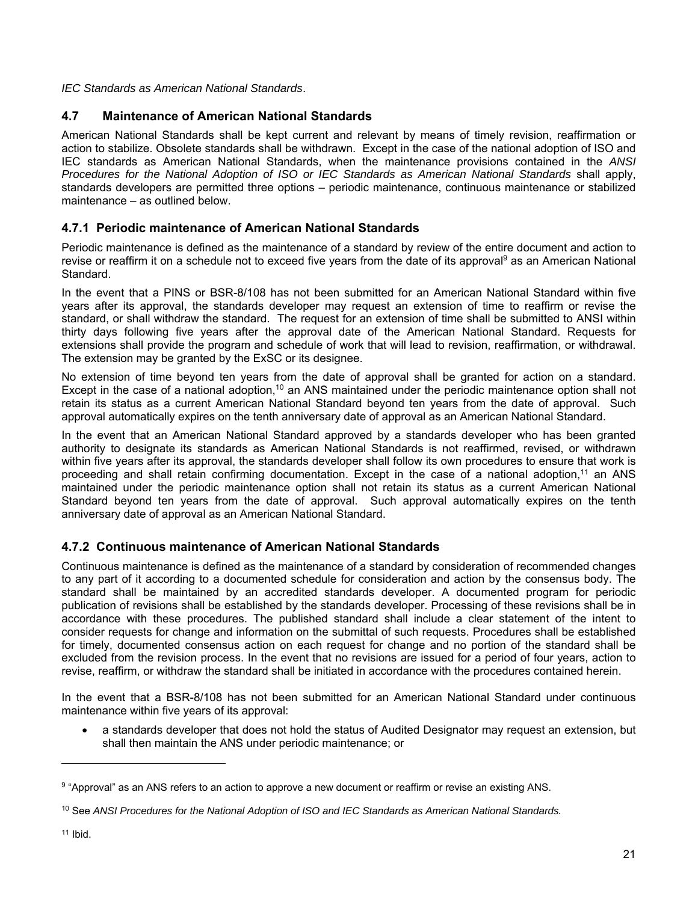*IEC Standards as American National Standards*.

## 4.7 Maintenance of American National Standards

American National Standards shall be kept current and relevant by means of timely revision, reaffirmation or action to stabilize. Obsolete standards shall be withdrawn. Except in the case of the national adoption of ISO and IEC standards as American National Standards, when the maintenance provisions contained in the *ANSI Procedures for the National Adoption of ISO or IEC Standards as American National Standards* shall apply, standards developers are permitted three options – periodic maintenance, continuous maintenance or stabilized maintenance – as outlined below.

### 4.7.1 Periodic maintenance of American National Standards

Periodic maintenance is defined as the maintenance of a standard by review of the entire document and action to revise or reaffirm it on a schedule not to exceed five years from the date of its approval[9] as an American National Standard.

In the event that a PINS or BSR-8/108 has not been submitted for an American National Standard within five years after its approval, the standards developer may request an extension of time to reaffirm or revise the standard, or shall withdraw the standard. The request for an extension of time shall be submitted to ANSI within thirty days following five years after the approval date of the American National Standard. Requests for extensions shall provide the program and schedule of work that will lead to revision, reaffirmation, or withdrawal. The extension may be granted by the ExSC or its designee.

No extension of time beyond ten years from the date of approval shall be granted for action on a standard. Except in the case of a national adoption,[10] an ANS maintained under the periodic maintenance option shall not retain its status as a current American National Standard beyond ten years from the date of approval. Such approval automatically expires on the tenth anniversary date of approval as an American National Standard.

In the event that an American National Standard approved by a standards developer who has been granted authority to designate its standards as American National Standards is not reaffirmed, revised, or withdrawn within five years after its approval, the standards developer shall follow its own procedures to ensure that work is proceeding and shall retain confirming documentation. Except in the case of a national adoption,[11] an ANS maintained under the periodic maintenance option shall not retain its status as a current American National Standard beyond ten years from the date of approval. Such approval automatically expires on the tenth anniversary date of approval as an American National Standard.

### 4.7.2 Continuous maintenance of American National Standards

Continuous maintenance is defined as the maintenance of a standard by consideration of recommended changes to any part of it according to a documented schedule for consideration and action by the consensus body. The standard shall be maintained by an accredited standards developer. A documented program for periodic publication of revisions shall be established by the standards developer. Processing of these revisions shall be in accordance with these procedures. The published standard shall include a clear statement of the intent to consider requests for change and information on the submittal of such requests. Procedures shall be established for timely, documented consensus action on each request for change and no portion of the standard shall be excluded from the revision process. In the event that no revisions are issued for a period of four years, action to revise, reaffirm, or withdraw the standard shall be initiated in accordance with the procedures contained herein.

In the event that a BSR-8/108 has not been submitted for an American National Standard under continuous maintenance within five years of its approval:

- a standards developer that does not hold the status of Audited Designator may request an extension, but shall then maintain the ANS under periodic maintenance; or

---

[9] "Approval" as an ANS refers to an action to approve a new document or reaffirm or revise an existing ANS.

[10] See *ANSI Procedures for the National Adoption of ISO and IEC Standards as American National Standards.*

[11] Ibid.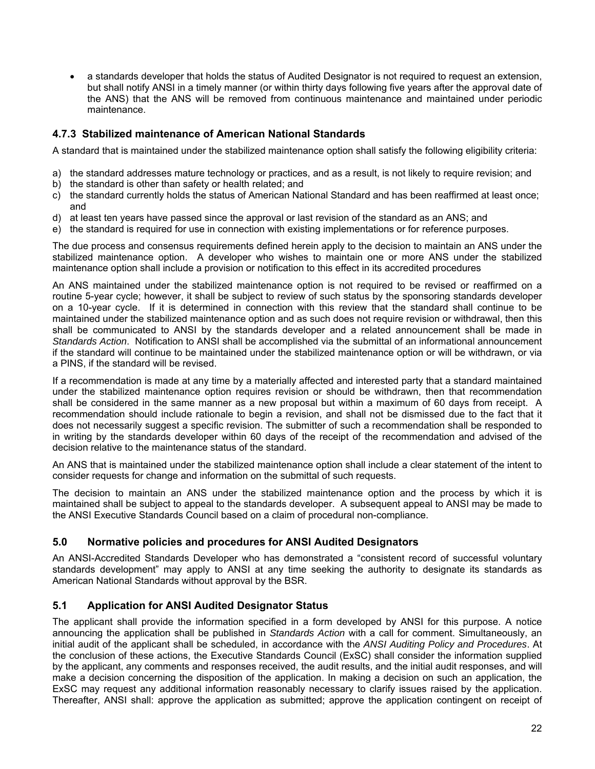- a standards developer that holds the status of Audited Designator is not required to request an extension, but shall notify ANSI in a timely manner (or within thirty days following five years after the approval date of the ANS) that the ANS will be removed from continuous maintenance and maintained under periodic maintenance.

### 4.7.3 Stabilized maintenance of American National Standards

A standard that is maintained under the stabilized maintenance option shall satisfy the following eligibility criteria:

a) the standard addresses mature technology or practices, and as a result, is not likely to require revision; and
b) the standard is other than safety or health related; and
c) the standard currently holds the status of American National Standard and has been reaffirmed at least once; and
d) at least ten years have passed since the approval or last revision of the standard as an ANS; and
e) the standard is required for use in connection with existing implementations or for reference purposes.

The due process and consensus requirements defined herein apply to the decision to maintain an ANS under the stabilized maintenance option. A developer who wishes to maintain one or more ANS under the stabilized maintenance option shall include a provision or notification to this effect in its accredited procedures

An ANS maintained under the stabilized maintenance option is not required to be revised or reaffirmed on a routine 5-year cycle; however, it shall be subject to review of such status by the sponsoring standards developer on a 10-year cycle. If it is determined in connection with this review that the standard shall continue to be maintained under the stabilized maintenance option and as such does not require revision or withdrawal, then this shall be communicated to ANSI by the standards developer and a related announcement shall be made in *Standards Action*. Notification to ANSI shall be accomplished via the submittal of an informational announcement if the standard will continue to be maintained under the stabilized maintenance option or will be withdrawn, or via a PINS, if the standard will be revised.

If a recommendation is made at any time by a materially affected and interested party that a standard maintained under the stabilized maintenance option requires revision or should be withdrawn, then that recommendation shall be considered in the same manner as a new proposal but within a maximum of 60 days from receipt. A recommendation should include rationale to begin a revision, and shall not be dismissed due to the fact that it does not necessarily suggest a specific revision. The submitter of such a recommendation shall be responded to in writing by the standards developer within 60 days of the receipt of the recommendation and advised of the decision relative to the maintenance status of the standard.

An ANS that is maintained under the stabilized maintenance option shall include a clear statement of the intent to consider requests for change and information on the submittal of such requests.

The decision to maintain an ANS under the stabilized maintenance option and the process by which it is maintained shall be subject to appeal to the standards developer. A subsequent appeal to ANSI may be made to the ANSI Executive Standards Council based on a claim of procedural non-compliance.

## 5.0 Normative policies and procedures for ANSI Audited Designators

An ANSI-Accredited Standards Developer who has demonstrated a "consistent record of successful voluntary standards development" may apply to ANSI at any time seeking the authority to designate its standards as American National Standards without approval by the BSR.

## 5.1 Application for ANSI Audited Designator Status

The applicant shall provide the information specified in a form developed by ANSI for this purpose. A notice announcing the application shall be published in *Standards Action* with a call for comment. Simultaneously, an initial audit of the applicant shall be scheduled, in accordance with the *ANSI Auditing Policy and Procedures*. At the conclusion of these actions, the Executive Standards Council (ExSC) shall consider the information supplied by the applicant, any comments and responses received, the audit results, and the initial audit responses, and will make a decision concerning the disposition of the application. In making a decision on such an application, the ExSC may request any additional information reasonably necessary to clarify issues raised by the application. Thereafter, ANSI shall: approve the application as submitted; approve the application contingent on receipt of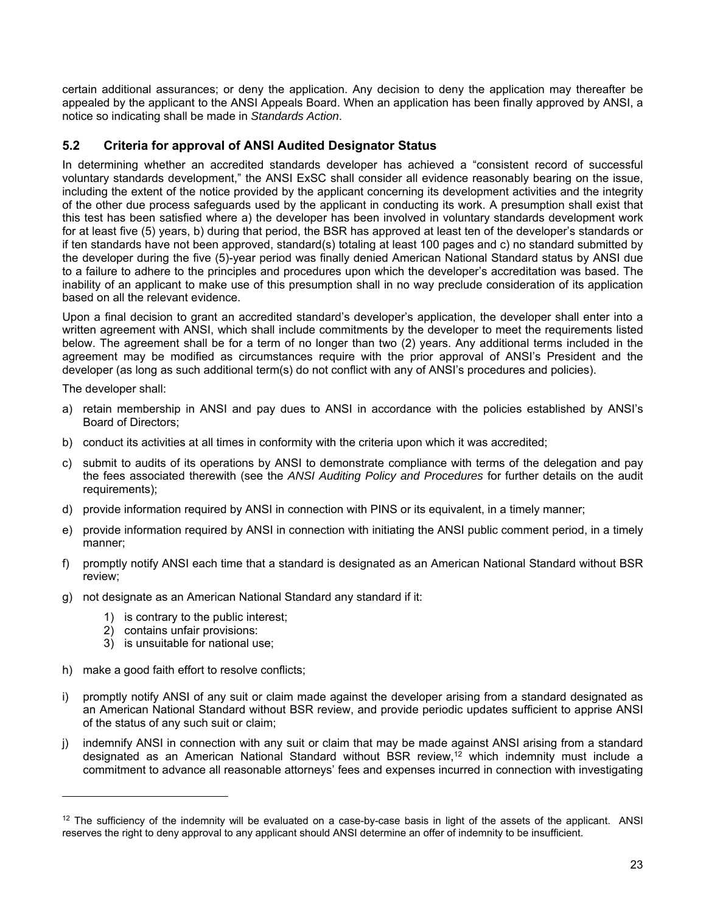certain additional assurances; or deny the application. Any decision to deny the application may thereafter be appealed by the applicant to the ANSI Appeals Board. When an application has been finally approved by ANSI, a notice so indicating shall be made in *Standards Action*.

## 5.2 Criteria for approval of ANSI Audited Designator Status

In determining whether an accredited standards developer has achieved a "consistent record of successful voluntary standards development," the ANSI ExSC shall consider all evidence reasonably bearing on the issue, including the extent of the notice provided by the applicant concerning its development activities and the integrity of the other due process safeguards used by the applicant in conducting its work. A presumption shall exist that this test has been satisfied where a) the developer has been involved in voluntary standards development work for at least five (5) years, b) during that period, the BSR has approved at least ten of the developer's standards or if ten standards have not been approved, standard(s) totaling at least 100 pages and c) no standard submitted by the developer during the five (5)-year period was finally denied American National Standard status by ANSI due to a failure to adhere to the principles and procedures upon which the developer's accreditation was based. The inability of an applicant to make use of this presumption shall in no way preclude consideration of its application based on all the relevant evidence.

Upon a final decision to grant an accredited standard's developer's application, the developer shall enter into a written agreement with ANSI, which shall include commitments by the developer to meet the requirements listed below. The agreement shall be for a term of no longer than two (2) years. Any additional terms included in the agreement may be modified as circumstances require with the prior approval of ANSI's President and the developer (as long as such additional term(s) do not conflict with any of ANSI's procedures and policies).

The developer shall:

a) retain membership in ANSI and pay dues to ANSI in accordance with the policies established by ANSI's Board of Directors;

b) conduct its activities at all times in conformity with the criteria upon which it was accredited;

c) submit to audits of its operations by ANSI to demonstrate compliance with terms of the delegation and pay the fees associated therewith (see the *ANSI Auditing Policy and Procedures* for further details on the audit requirements);

d) provide information required by ANSI in connection with PINS or its equivalent, in a timely manner;

e) provide information required by ANSI in connection with initiating the ANSI public comment period, in a timely manner;

f) promptly notify ANSI each time that a standard is designated as an American National Standard without BSR review;

g) not designate as an American National Standard any standard if it:

   1) is contrary to the public interest;
   2) contains unfair provisions:
   3) is unsuitable for national use;

h) make a good faith effort to resolve conflicts;

i) promptly notify ANSI of any suit or claim made against the developer arising from a standard designated as an American National Standard without BSR review, and provide periodic updates sufficient to apprise ANSI of the status of any such suit or claim;

j) indemnify ANSI in connection with any suit or claim that may be made against ANSI arising from a standard designated as an American National Standard without BSR review,[12] which indemnity must include a commitment to advance all reasonable attorneys' fees and expenses incurred in connection with investigating

---

[12] The sufficiency of the indemnity will be evaluated on a case-by-case basis in light of the assets of the applicant. ANSI reserves the right to deny approval to any applicant should ANSI determine an offer of indemnity to be insufficient.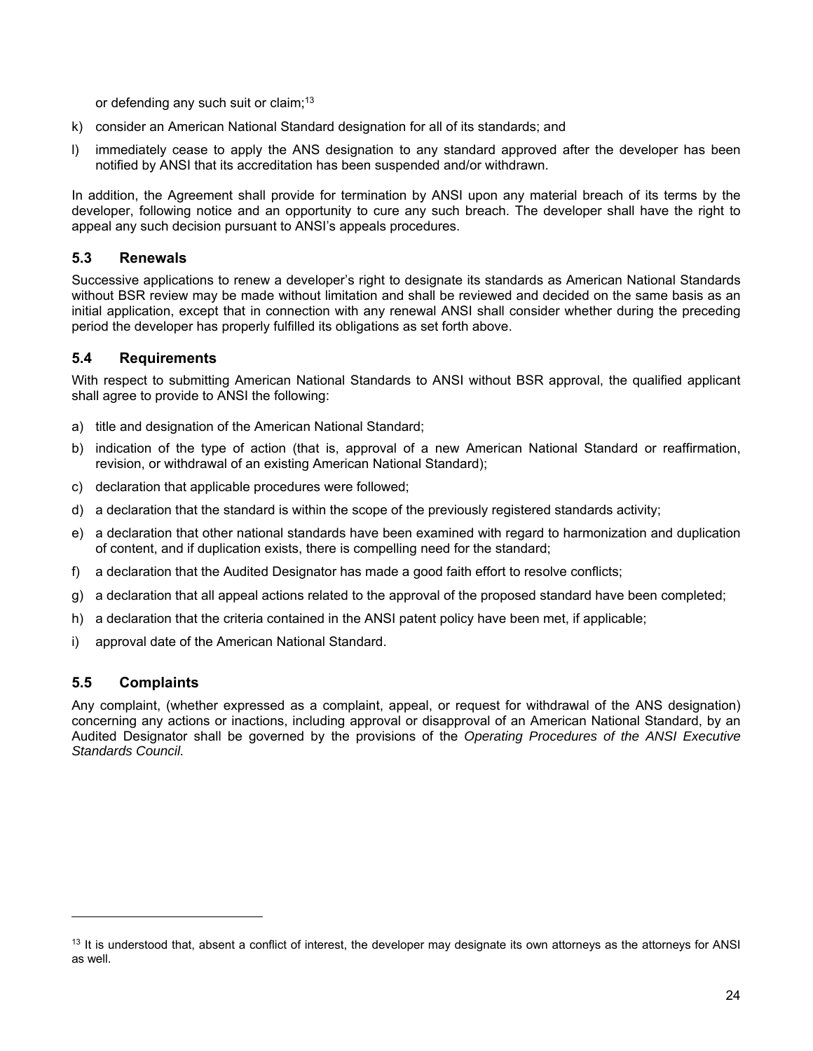or defending any such suit or claim;[13]

k) consider an American National Standard designation for all of its standards; and

l) immediately cease to apply the ANS designation to any standard approved after the developer has been notified by ANSI that its accreditation has been suspended and/or withdrawn.

In addition, the Agreement shall provide for termination by ANSI upon any material breach of its terms by the developer, following notice and an opportunity to cure any such breach. The developer shall have the right to appeal any such decision pursuant to ANSI's appeals procedures.

## 5.3 Renewals

Successive applications to renew a developer's right to designate its standards as American National Standards without BSR review may be made without limitation and shall be reviewed and decided on the same basis as an initial application, except that in connection with any renewal ANSI shall consider whether during the preceding period the developer has properly fulfilled its obligations as set forth above.

## 5.4 Requirements

With respect to submitting American National Standards to ANSI without BSR approval, the qualified applicant shall agree to provide to ANSI the following:

a) title and designation of the American National Standard;

b) indication of the type of action (that is, approval of a new American National Standard or reaffirmation, revision, or withdrawal of an existing American National Standard);

c) declaration that applicable procedures were followed;

d) a declaration that the standard is within the scope of the previously registered standards activity;

e) a declaration that other national standards have been examined with regard to harmonization and duplication of content, and if duplication exists, there is compelling need for the standard;

f) a declaration that the Audited Designator has made a good faith effort to resolve conflicts;

g) a declaration that all appeal actions related to the approval of the proposed standard have been completed;

h) a declaration that the criteria contained in the ANSI patent policy have been met, if applicable;

i) approval date of the American National Standard.

## 5.5 Complaints

Any complaint, (whether expressed as a complaint, appeal, or request for withdrawal of the ANS designation) concerning any actions or inactions, including approval or disapproval of an American National Standard, by an Audited Designator shall be governed by the provisions of the *Operating Procedures of the ANSI Executive Standards Council.*

---

[13] It is understood that, absent a conflict of interest, the developer may designate its own attorneys as the attorneys for ANSI as well.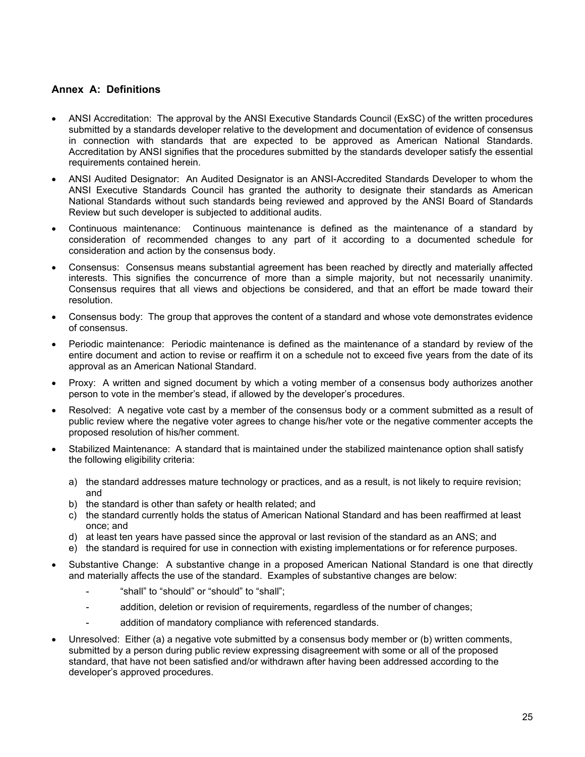## Annex A: Definitions

- ANSI Accreditation: The approval by the ANSI Executive Standards Council (ExSC) of the written procedures submitted by a standards developer relative to the development and documentation of evidence of consensus in connection with standards that are expected to be approved as American National Standards. Accreditation by ANSI signifies that the procedures submitted by the standards developer satisfy the essential requirements contained herein.
- ANSI Audited Designator: An Audited Designator is an ANSI-Accredited Standards Developer to whom the ANSI Executive Standards Council has granted the authority to designate their standards as American National Standards without such standards being reviewed and approved by the ANSI Board of Standards Review but such developer is subjected to additional audits.
- Continuous maintenance: Continuous maintenance is defined as the maintenance of a standard by consideration of recommended changes to any part of it according to a documented schedule for consideration and action by the consensus body.
- Consensus: Consensus means substantial agreement has been reached by directly and materially affected interests. This signifies the concurrence of more than a simple majority, but not necessarily unanimity. Consensus requires that all views and objections be considered, and that an effort be made toward their resolution.
- Consensus body: The group that approves the content of a standard and whose vote demonstrates evidence of consensus.
- Periodic maintenance: Periodic maintenance is defined as the maintenance of a standard by review of the entire document and action to revise or reaffirm it on a schedule not to exceed five years from the date of its approval as an American National Standard.
- Proxy: A written and signed document by which a voting member of a consensus body authorizes another person to vote in the member's stead, if allowed by the developer's procedures.
- Resolved: A negative vote cast by a member of the consensus body or a comment submitted as a result of public review where the negative voter agrees to change his/her vote or the negative commenter accepts the proposed resolution of his/her comment.
- Stabilized Maintenance: A standard that is maintained under the stabilized maintenance option shall satisfy the following eligibility criteria:

  a) the standard addresses mature technology or practices, and as a result, is not likely to require revision; and
  b) the standard is other than safety or health related; and
  c) the standard currently holds the status of American National Standard and has been reaffirmed at least once; and
  d) at least ten years have passed since the approval or last revision of the standard as an ANS; and
  e) the standard is required for use in connection with existing implementations or for reference purposes.

- Substantive Change: A substantive change in a proposed American National Standard is one that directly and materially affects the use of the standard. Examples of substantive changes are below:
  - "shall" to "should" or "should" to "shall";
  - addition, deletion or revision of requirements, regardless of the number of changes;
  - addition of mandatory compliance with referenced standards.
- Unresolved: Either (a) a negative vote submitted by a consensus body member or (b) written comments, submitted by a person during public review expressing disagreement with some or all of the proposed standard, that have not been satisfied and/or withdrawn after having been addressed according to the developer's approved procedures.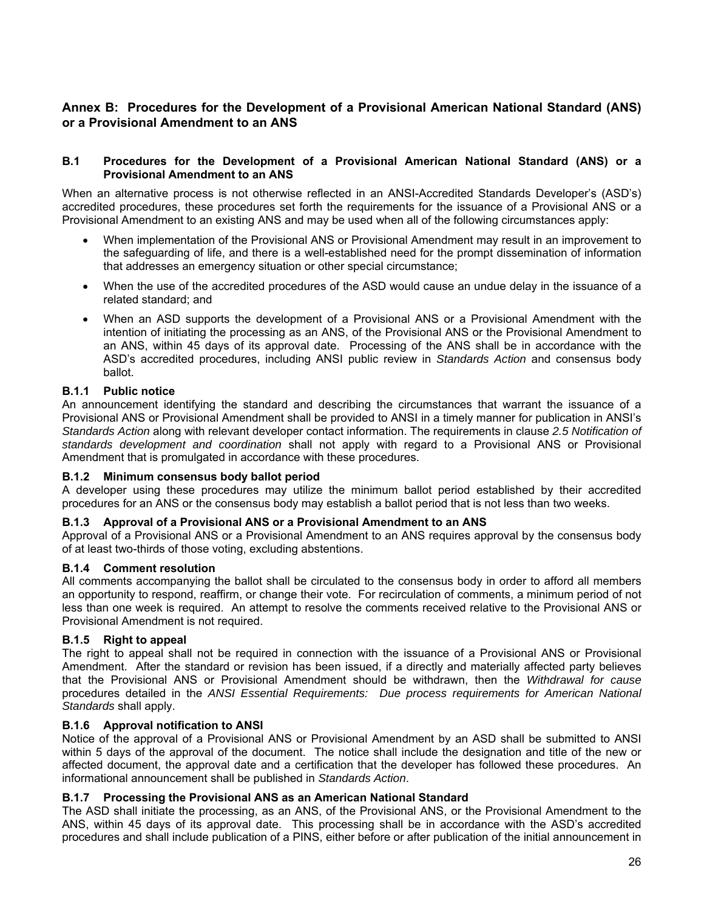## Annex B: Procedures for the Development of a Provisional American National Standard (ANS) or a Provisional Amendment to an ANS

### B.1 Procedures for the Development of a Provisional American National Standard (ANS) or a Provisional Amendment to an ANS

When an alternative process is not otherwise reflected in an ANSI-Accredited Standards Developer's (ASD's) accredited procedures, these procedures set forth the requirements for the issuance of a Provisional ANS or a Provisional Amendment to an existing ANS and may be used when all of the following circumstances apply:

- When implementation of the Provisional ANS or Provisional Amendment may result in an improvement to the safeguarding of life, and there is a well-established need for the prompt dissemination of information that addresses an emergency situation or other special circumstance;
- When the use of the accredited procedures of the ASD would cause an undue delay in the issuance of a related standard; and
- When an ASD supports the development of a Provisional ANS or a Provisional Amendment with the intention of initiating the processing as an ANS, of the Provisional ANS or the Provisional Amendment to an ANS, within 45 days of its approval date. Processing of the ANS shall be in accordance with the ASD's accredited procedures, including ANSI public review in *Standards Action* and consensus body ballot.

#### B.1.1 Public notice

An announcement identifying the standard and describing the circumstances that warrant the issuance of a Provisional ANS or Provisional Amendment shall be provided to ANSI in a timely manner for publication in ANSI's *Standards Action* along with relevant developer contact information. The requirements in clause *2.5 Notification of standards development and coordination* shall not apply with regard to a Provisional ANS or Provisional Amendment that is promulgated in accordance with these procedures.

#### B.1.2 Minimum consensus body ballot period

A developer using these procedures may utilize the minimum ballot period established by their accredited procedures for an ANS or the consensus body may establish a ballot period that is not less than two weeks.

#### B.1.3 Approval of a Provisional ANS or a Provisional Amendment to an ANS

Approval of a Provisional ANS or a Provisional Amendment to an ANS requires approval by the consensus body of at least two-thirds of those voting, excluding abstentions.

#### B.1.4 Comment resolution

All comments accompanying the ballot shall be circulated to the consensus body in order to afford all members an opportunity to respond, reaffirm, or change their vote. For recirculation of comments, a minimum period of not less than one week is required. An attempt to resolve the comments received relative to the Provisional ANS or Provisional Amendment is not required.

#### B.1.5 Right to appeal

The right to appeal shall not be required in connection with the issuance of a Provisional ANS or Provisional Amendment. After the standard or revision has been issued, if a directly and materially affected party believes that the Provisional ANS or Provisional Amendment should be withdrawn, then the *Withdrawal for cause* procedures detailed in the *ANSI Essential Requirements: Due process requirements for American National Standards* shall apply.

#### B.1.6 Approval notification to ANSI

Notice of the approval of a Provisional ANS or Provisional Amendment by an ASD shall be submitted to ANSI within 5 days of the approval of the document. The notice shall include the designation and title of the new or affected document, the approval date and a certification that the developer has followed these procedures. An informational announcement shall be published in *Standards Action*.

#### B.1.7 Processing the Provisional ANS as an American National Standard

The ASD shall initiate the processing, as an ANS, of the Provisional ANS, or the Provisional Amendment to the ANS, within 45 days of its approval date. This processing shall be in accordance with the ASD's accredited procedures and shall include publication of a PINS, either before or after publication of the initial announcement in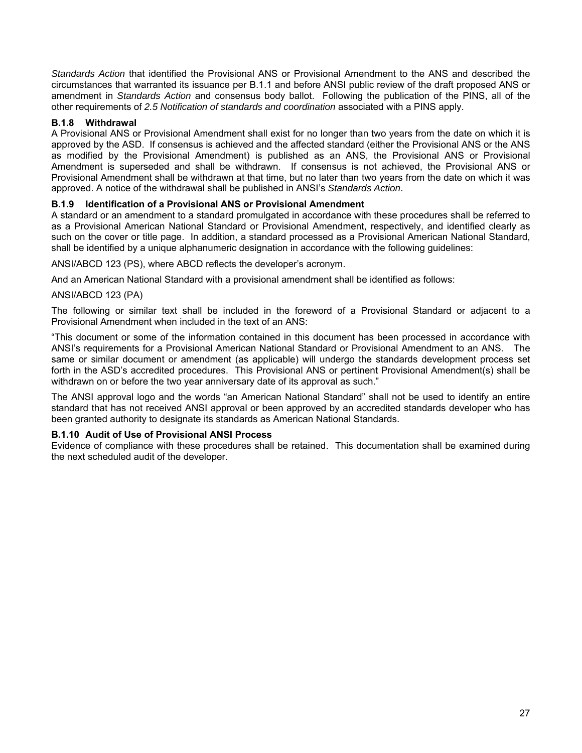*Standards Action* that identified the Provisional ANS or Provisional Amendment to the ANS and described the circumstances that warranted its issuance per B.1.1 and before ANSI public review of the draft proposed ANS or amendment in *Standards Action* and consensus body ballot. Following the publication of the PINS, all of the other requirements of *2.5 Notification of standards and coordination* associated with a PINS apply.

### B.1.8 Withdrawal

A Provisional ANS or Provisional Amendment shall exist for no longer than two years from the date on which it is approved by the ASD. If consensus is achieved and the affected standard (either the Provisional ANS or the ANS as modified by the Provisional Amendment) is published as an ANS, the Provisional ANS or Provisional Amendment is superseded and shall be withdrawn. If consensus is not achieved, the Provisional ANS or Provisional Amendment shall be withdrawn at that time, but no later than two years from the date on which it was approved. A notice of the withdrawal shall be published in ANSI's *Standards Action*.

### B.1.9 Identification of a Provisional ANS or Provisional Amendment

A standard or an amendment to a standard promulgated in accordance with these procedures shall be referred to as a Provisional American National Standard or Provisional Amendment, respectively, and identified clearly as such on the cover or title page. In addition, a standard processed as a Provisional American National Standard, shall be identified by a unique alphanumeric designation in accordance with the following guidelines:

ANSI/ABCD 123 (PS), where ABCD reflects the developer's acronym.

And an American National Standard with a provisional amendment shall be identified as follows:

ANSI/ABCD 123 (PA)

The following or similar text shall be included in the foreword of a Provisional Standard or adjacent to a Provisional Amendment when included in the text of an ANS:

"This document or some of the information contained in this document has been processed in accordance with ANSI's requirements for a Provisional American National Standard or Provisional Amendment to an ANS. The same or similar document or amendment (as applicable) will undergo the standards development process set forth in the ASD's accredited procedures. This Provisional ANS or pertinent Provisional Amendment(s) shall be withdrawn on or before the two year anniversary date of its approval as such."

The ANSI approval logo and the words "an American National Standard" shall not be used to identify an entire standard that has not received ANSI approval or been approved by an accredited standards developer who has been granted authority to designate its standards as American National Standards.

### B.1.10 Audit of Use of Provisional ANSI Process

Evidence of compliance with these procedures shall be retained. This documentation shall be examined during the next scheduled audit of the developer.